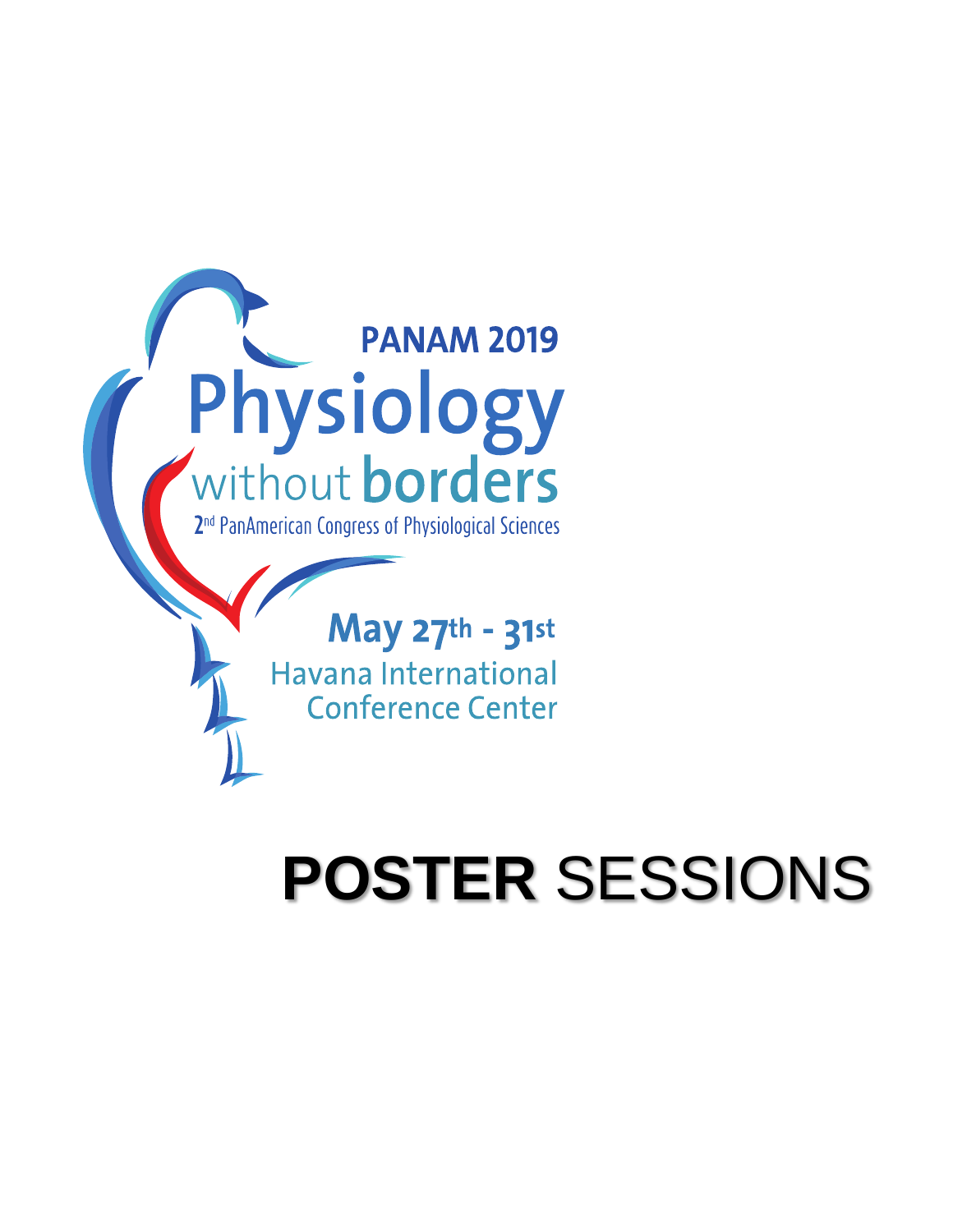# PANAM 2019

# Physiology without borders

2nd PanAmerican Congress of Physiological Sciences

**May 27th - 31st**

Havana International Conference Center

# **POSTER** SESSIONS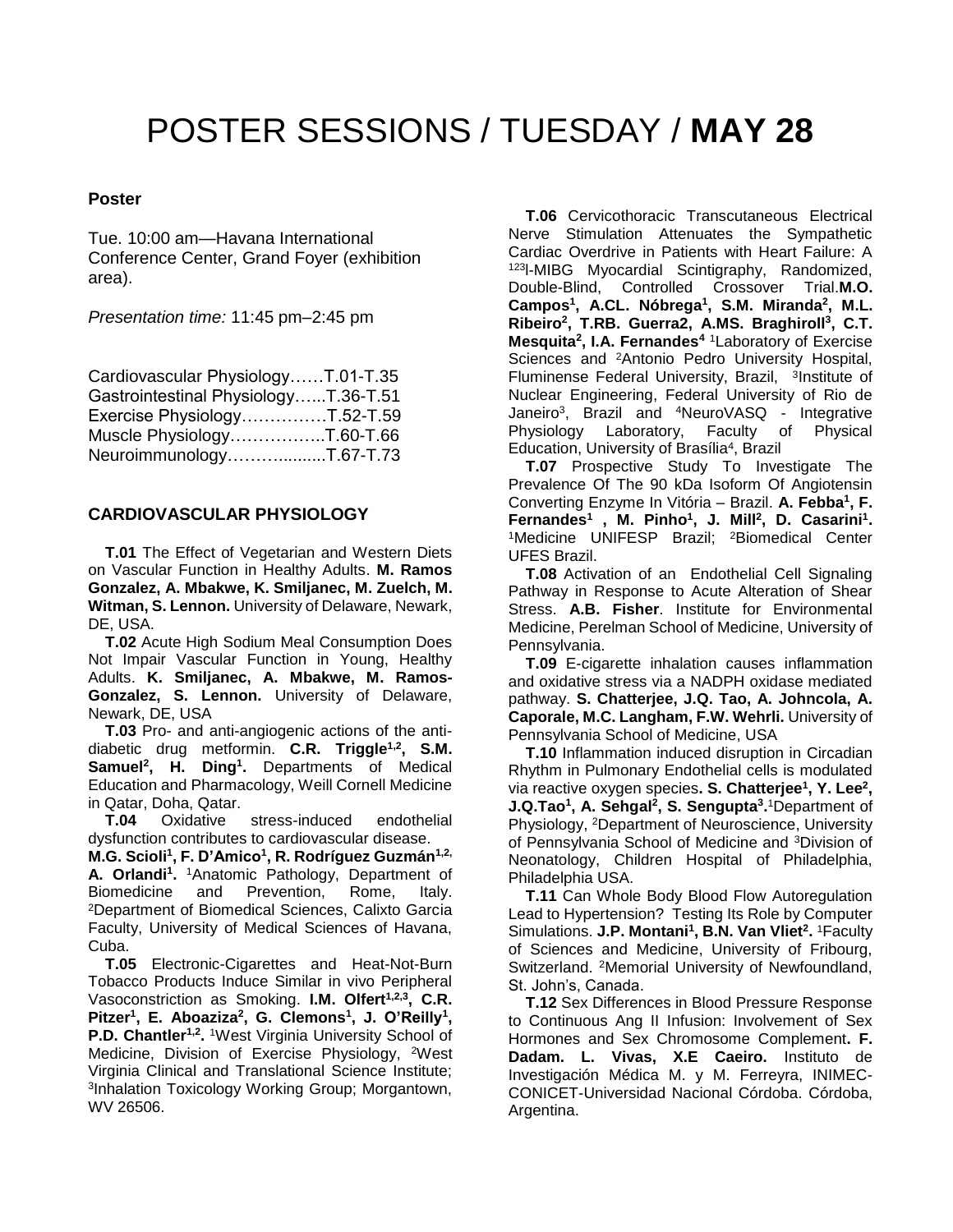# POSTER SESSIONS / TUESDAY / **MAY 28**

**Poster**

Tue. 10:00 am—Havana International Conference Center, Grand Foyer (exhibition area).

*Presentation time:* 11:45 pm–2:45 pm

Cardiovascular Physiology……T.01-T.35
Gastrointestinal Physiology…...T.36-T.51
Exercise Physiology……………T.52-T.59
Muscle Physiology……………..T.60-T.66
Neuroimmunology……….........T.67-T.73

### CARDIOVASCULAR PHYSIOLOGY

**T.01** The Effect of Vegetarian and Western Diets on Vascular Function in Healthy Adults. **M. Ramos Gonzalez, A. Mbakwe, K. Smiljanec, M. Zuelch, M. Witman, S. Lennon.** University of Delaware, Newark, DE, USA.

**T.02** Acute High Sodium Meal Consumption Does Not Impair Vascular Function in Young, Healthy Adults. **K. Smiljanec, A. Mbakwe, M. Ramos-Gonzalez, S. Lennon.** University of Delaware, Newark, DE, USA

**T.03** Pro- and anti-angiogenic actions of the anti-diabetic drug metformin. **C.R. Triggle[1,2], S.M. Samuel[2], H. Ding[1].** Departments of Medical Education and Pharmacology, Weill Cornell Medicine in Qatar, Doha, Qatar.

**T.04** Oxidative stress-induced endothelial dysfunction contributes to cardiovascular disease. **M.G. Scioli[1], F. D'Amico[1], R. Rodríguez Guzmán[1,2], A. Orlandi[1].** [1]Anatomic Pathology, Department of Biomedicine and Prevention, Rome, Italy. [2]Department of Biomedical Sciences, Calixto Garcia Faculty, University of Medical Sciences of Havana, Cuba.

**T.05** Electronic-Cigarettes and Heat-Not-Burn Tobacco Products Induce Similar in vivo Peripheral Vasoconstriction as Smoking. **I.M. Olfert[1,2,3], C.R. Pitzer[1], E. Aboaziza[2], G. Clemons[1], J. O'Reilly[1], P.D. Chantler[1,2].** [1]West Virginia University School of Medicine, Division of Exercise Physiology, [2]West Virginia Clinical and Translational Science Institute; [3]Inhalation Toxicology Working Group; Morgantown, WV 26506.

**T.06** Cervicothoracic Transcutaneous Electrical Nerve Stimulation Attenuates the Sympathetic Cardiac Overdrive in Patients with Heart Failure: A [123]I-MIBG Myocardial Scintigraphy, Randomized, Double-Blind, Controlled Crossover Trial.**M.O. Campos[1], A.CL. Nóbrega[1], S.M. Miranda[2], M.L. Ribeiro[2], T.RB. Guerra2, A.MS. Braghiroll[3], C.T. Mesquita[2], I.A. Fernandes[4]** [1]Laboratory of Exercise Sciences and [2]Antonio Pedro University Hospital, Fluminense Federal University, Brazil, [3]Institute of Nuclear Engineering, Federal University of Rio de Janeiro[3], Brazil and [4]NeuroVASQ - Integrative Physiology Laboratory, Faculty of Physical Education, University of Brasília[4], Brazil

**T.07** Prospective Study To Investigate The Prevalence Of The 90 kDa Isoform Of Angiotensin Converting Enzyme In Vitória – Brazil. **A. Febba[1], F. Fernandes[1] , M. Pinho[1], J. Mill[2], D. Casarini[1].** [1]Medicine UNIFESP Brazil; [2]Biomedical Center UFES Brazil.

**T.08** Activation of an Endothelial Cell Signaling Pathway in Response to Acute Alteration of Shear Stress. **A.B. Fisher**. Institute for Environmental Medicine, Perelman School of Medicine, University of Pennsylvania.

**T.09** E-cigarette inhalation causes inflammation and oxidative stress via a NADPH oxidase mediated pathway. **S. Chatterjee, J.Q. Tao, A. Johncola, A. Caporale, M.C. Langham, F.W. Wehrli.** University of Pennsylvania School of Medicine, USA

**T.10** Inflammation induced disruption in Circadian Rhythm in Pulmonary Endothelial cells is modulated via reactive oxygen species**. S. Chatterjee[1], Y. Lee[2], J.Q.Tao[1], A. Sehgal[2], S. Sengupta[3].**[1]Department of Physiology, [2]Department of Neuroscience, University of Pennsylvania School of Medicine and [3]Division of Neonatology, Children Hospital of Philadelphia, Philadelphia USA.

**T.11** Can Whole Body Blood Flow Autoregulation Lead to Hypertension? Testing Its Role by Computer Simulations. **J.P. Montani[1], B.N. Van Vliet[2].** [1]Faculty of Sciences and Medicine, University of Fribourg, Switzerland. [2]Memorial University of Newfoundland, St. John's, Canada.

**T.12** Sex Differences in Blood Pressure Response to Continuous Ang II Infusion: Involvement of Sex Hormones and Sex Chromosome Complement**. F. Dadam. L. Vivas, X.E Caeiro.** Instituto de Investigación Médica M. y M. Ferreyra, INIMEC-CONICET-Universidad Nacional Córdoba. Córdoba, Argentina.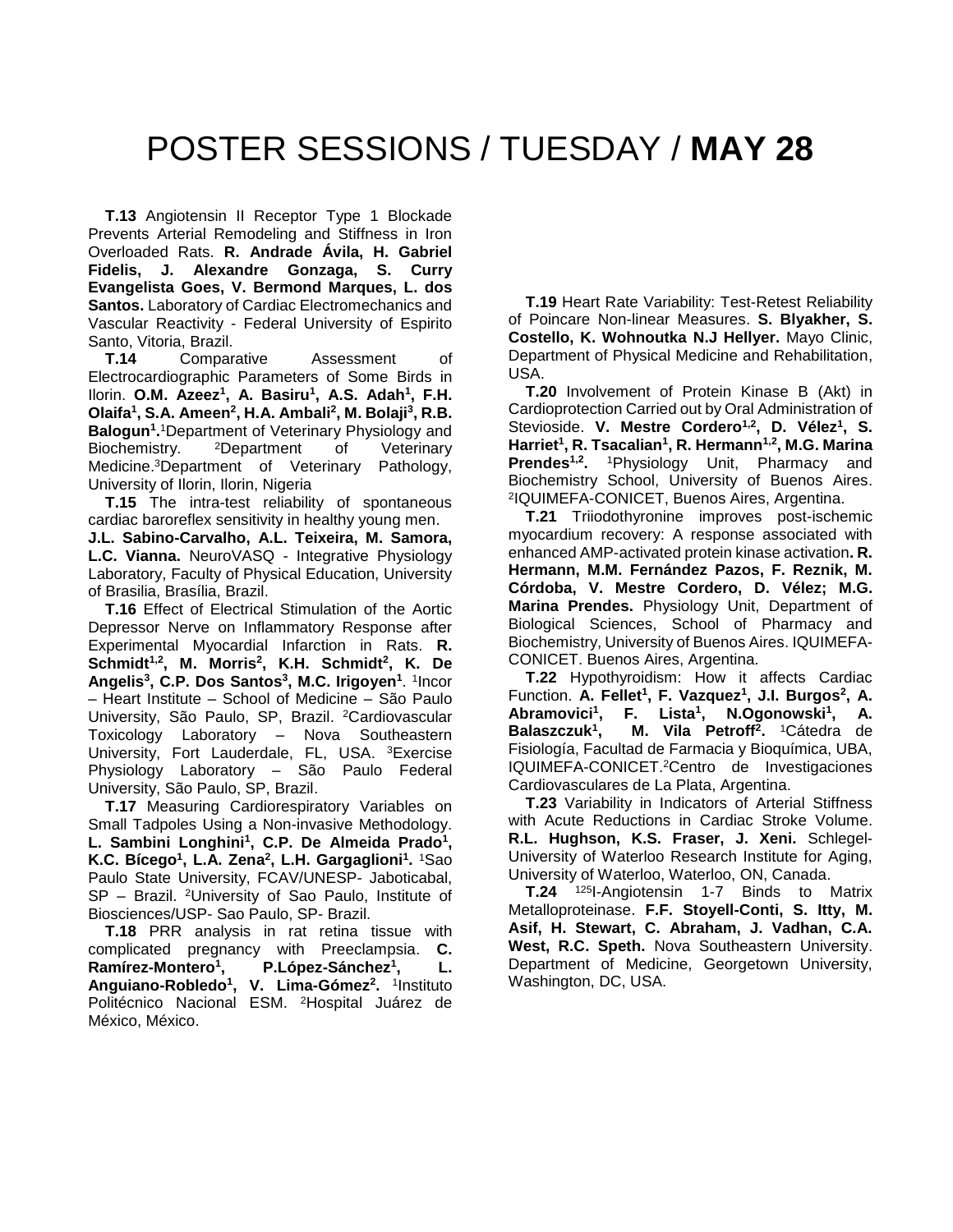# POSTER SESSIONS / TUESDAY / **MAY 28**

**T.13** Angiotensin II Receptor Type 1 Blockade Prevents Arterial Remodeling and Stiffness in Iron Overloaded Rats. **R. Andrade Ávila, H. Gabriel Fidelis, J. Alexandre Gonzaga, S. Curry Evangelista Goes, V. Bermond Marques, L. dos Santos.** Laboratory of Cardiac Electromechanics and Vascular Reactivity - Federal University of Espirito Santo, Vitoria, Brazil.

**T.14** Comparative Assessment of Electrocardiographic Parameters of Some Birds in Ilorin. **O.M. Azeez[1], A. Basiru[1], A.S. Adah[1], F.H. Olaifa[1], S.A. Ameen[2], H.A. Ambali[2], M. Bolaji[3], R.B. Balogun[1].** [1]Department of Veterinary Physiology and Biochemistry. [2]Department of Veterinary Medicine.[3]Department of Veterinary Pathology, University of Ilorin, Ilorin, Nigeria

**T.15** The intra-test reliability of spontaneous cardiac baroreflex sensitivity in healthy young men. **J.L. Sabino-Carvalho, A.L. Teixeira, M. Samora, L.C. Vianna.** NeuroVASQ - Integrative Physiology Laboratory, Faculty of Physical Education, University of Brasilia, Brasília, Brazil.

**T.16** Effect of Electrical Stimulation of the Aortic Depressor Nerve on Inflammatory Response after Experimental Myocardial Infarction in Rats. **R. Schmidt[1,2], M. Morris[2], K.H. Schmidt[2], K. De Angelis[3], C.P. Dos Santos[3], M.C. Irigoyen[1]**. [1]Incor – Heart Institute – School of Medicine – São Paulo University, São Paulo, SP, Brazil. [2]Cardiovascular Toxicology Laboratory – Nova Southeastern University, Fort Lauderdale, FL, USA. [3]Exercise Physiology Laboratory – São Paulo Federal University, São Paulo, SP, Brazil.

**T.17** Measuring Cardiorespiratory Variables on Small Tadpoles Using a Non-invasive Methodology. **L. Sambini Longhini[1], C.P. De Almeida Prado[1], K.C. Bícego[1], L.A. Zena[2], L.H. Gargaglioni[1].** [1]Sao Paulo State University, FCAV/UNESP- Jaboticabal, SP – Brazil. [2]University of Sao Paulo, Institute of Biosciences/USP- Sao Paulo, SP- Brazil.

**T.18** PRR analysis in rat retina tissue with complicated pregnancy with Preeclampsia. **C. Ramírez-Montero[1], P.López-Sánchez[1], L. Anguiano-Robledo[1], V. Lima-Gómez[2].** [1]Instituto Politécnico Nacional ESM. [2]Hospital Juárez de México, México.

**T.19** Heart Rate Variability: Test-Retest Reliability of Poincare Non-linear Measures. **S. Blyakher, S. Costello, K. Wohnoutka N.J Hellyer.** Mayo Clinic, Department of Physical Medicine and Rehabilitation, USA.

**T.20** Involvement of Protein Kinase B (Akt) in Cardioprotection Carried out by Oral Administration of Stevioside. **V. Mestre Cordero[1,2], D. Vélez[1], S. Harriet[1], R. Tsacalian[1], R. Hermann[1,2], M.G. Marina Prendes[1,2].** [1]Physiology Unit, Pharmacy and Biochemistry School, University of Buenos Aires. [2]IQUIMEFA-CONICET, Buenos Aires, Argentina.

**T.21** Triiodothyronine improves post-ischemic myocardium recovery: A response associated with enhanced AMP-activated protein kinase activation**. R. Hermann, M.M. Fernández Pazos, F. Reznik, M. Córdoba, V. Mestre Cordero, D. Vélez; M.G. Marina Prendes.** Physiology Unit, Department of Biological Sciences, School of Pharmacy and Biochemistry, University of Buenos Aires. IQUIMEFA-CONICET. Buenos Aires, Argentina.

**T.22** Hypothyroidism: How it affects Cardiac Function. **A. Fellet[1], F. Vazquez[1], J.I. Burgos[2], A. Abramovici[1], F. Lista[1], N.Ogonowski[1], A. Balaszczuk[1], M. Vila Petroff[2].** [1]Cátedra de Fisiología, Facultad de Farmacia y Bioquímica, UBA, IQUIMEFA-CONICET.[2]Centro de Investigaciones Cardiovasculares de La Plata, Argentina.

**T.23** Variability in Indicators of Arterial Stiffness with Acute Reductions in Cardiac Stroke Volume. **R.L. Hughson, K.S. Fraser, J. Xeni.** Schlegel-University of Waterloo Research Institute for Aging, University of Waterloo, Waterloo, ON, Canada.

**T.24** $^{125}$I-Angiotensin 1-7 Binds to Matrix Metalloproteinase. **F.F. Stoyell-Conti, S. Itty, M. Asif, H. Stewart, C. Abraham, J. Vadhan, C.A. West, R.C. Speth.** Nova Southeastern University. Department of Medicine, Georgetown University, Washington, DC, USA.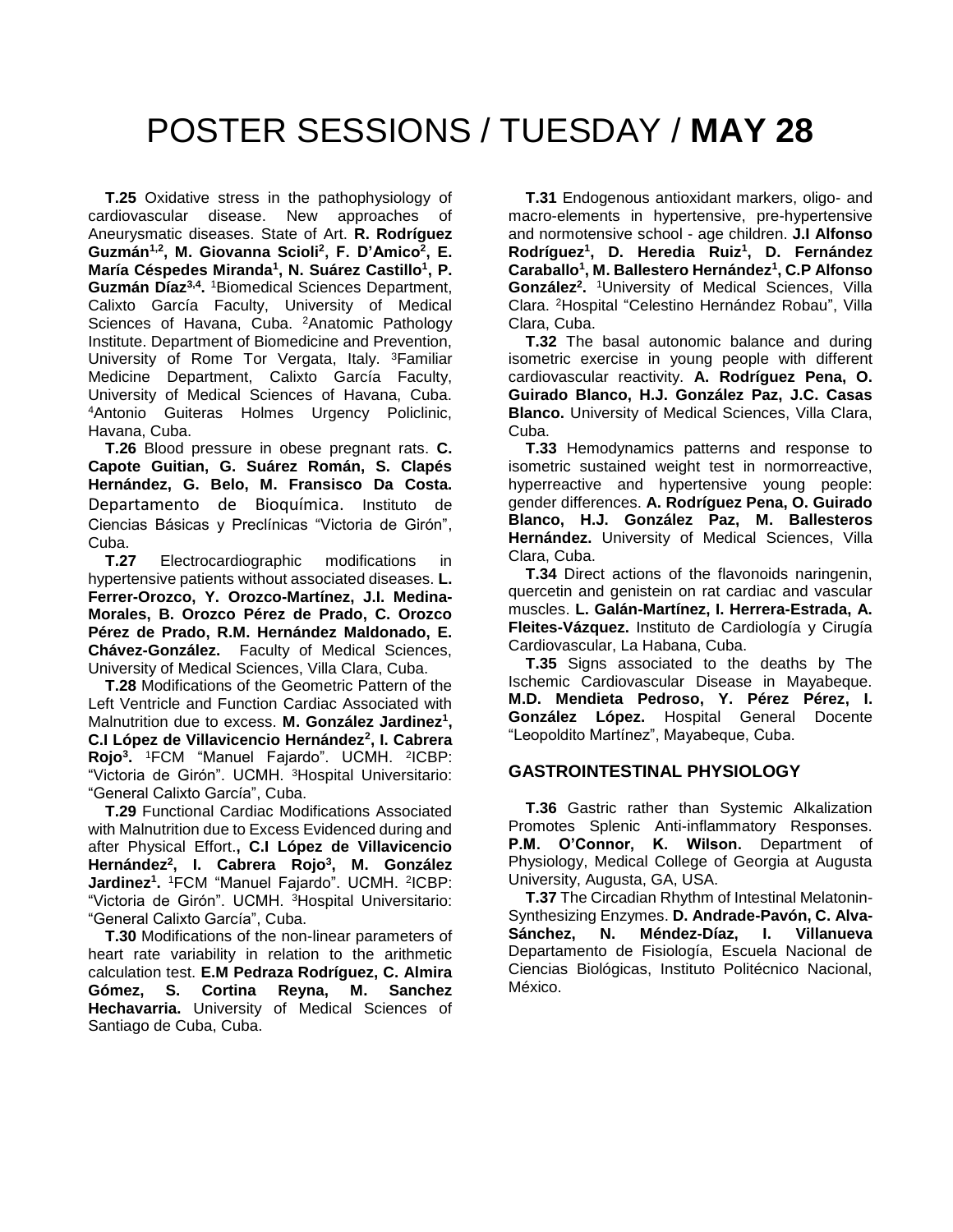# POSTER SESSIONS / TUESDAY / **MAY 28**

**T.25** Oxidative stress in the pathophysiology of cardiovascular disease. New approaches of Aneurysmatic diseases. State of Art. **R. Rodríguez Guzmán[1,2], M. Giovanna Scioli[2], F. D'Amico[2], E. María Céspedes Miranda[1], N. Suárez Castillo[1], P. Guzmán Díaz[3,4].** [1]Biomedical Sciences Department, Calixto García Faculty, University of Medical Sciences of Havana, Cuba. [2]Anatomic Pathology Institute. Department of Biomedicine and Prevention, University of Rome Tor Vergata, Italy. [3]Familiar Medicine Department, Calixto García Faculty, University of Medical Sciences of Havana, Cuba. [4]Antonio Guiteras Holmes Urgency Policlinic, Havana, Cuba.

**T.26** Blood pressure in obese pregnant rats. **C. Capote Guitian, G. Suárez Román, S. Clapés Hernández, G. Belo, M. Fransisco Da Costa.** Departamento de Bioquímica. Instituto de Ciencias Básicas y Preclínicas "Victoria de Girón", Cuba.

**T.27** Electrocardiographic modifications in hypertensive patients without associated diseases. **L. Ferrer-Orozco, Y. Orozco-Martínez, J.I. Medina-Morales, B. Orozco Pérez de Prado, C. Orozco Pérez de Prado, R.M. Hernández Maldonado, E. Chávez-González.** Faculty of Medical Sciences, University of Medical Sciences, Villa Clara, Cuba.

**T.28** Modifications of the Geometric Pattern of the Left Ventricle and Function Cardiac Associated with Malnutrition due to excess. **M. González Jardinez[1], C.I López de Villavicencio Hernández[2], I. Cabrera Rojo[3].** [1]FCM "Manuel Fajardo". UCMH. [2]ICBP: "Victoria de Girón". UCMH. [3]Hospital Universitario: "General Calixto García", Cuba.

**T.29** Functional Cardiac Modifications Associated with Malnutrition due to Excess Evidenced during and after Physical Effort.**, C.I López de Villavicencio Hernández[2], I. Cabrera Rojo[3], M. González Jardinez[1].** [1]FCM "Manuel Fajardo". UCMH. [2]ICBP: "Victoria de Girón". UCMH. [3]Hospital Universitario: "General Calixto García", Cuba.

**T.30** Modifications of the non-linear parameters of heart rate variability in relation to the arithmetic calculation test. **E.M Pedraza Rodríguez, C. Almira Gómez, S. Cortina Reyna, M. Sanchez Hechavarria.** University of Medical Sciences of Santiago de Cuba, Cuba.

**T.31** Endogenous antioxidant markers, oligo- and macro-elements in hypertensive, pre-hypertensive and normotensive school - age children. **J.I Alfonso Rodríguez[1], D. Heredia Ruiz[1], D. Fernández Caraballo[1], M. Ballestero Hernández[1], C.P Alfonso González[2].** [1]University of Medical Sciences, Villa Clara. [2]Hospital "Celestino Hernández Robau", Villa Clara, Cuba.

**T.32** The basal autonomic balance and during isometric exercise in young people with different cardiovascular reactivity. **A. Rodríguez Pena, O. Guirado Blanco, H.J. González Paz, J.C. Casas Blanco.** University of Medical Sciences, Villa Clara, Cuba.

**T.33** Hemodynamics patterns and response to isometric sustained weight test in normorreactive, hyperreactive and hypertensive young people: gender differences. **A. Rodríguez Pena, O. Guirado Blanco, H.J. González Paz, M. Ballesteros Hernández.** University of Medical Sciences, Villa Clara, Cuba.

**T.34** Direct actions of the flavonoids naringenin, quercetin and genistein on rat cardiac and vascular muscles. **L. Galán-Martínez, I. Herrera-Estrada, A. Fleites-Vázquez.** Instituto de Cardiología y Cirugía Cardiovascular, La Habana, Cuba.

**T.35** Signs associated to the deaths by The Ischemic Cardiovascular Disease in Mayabeque. **M.D. Mendieta Pedroso, Y. Pérez Pérez, I. González López.** Hospital General Docente "Leopoldito Martínez", Mayabeque, Cuba.

## GASTROINTESTINAL PHYSIOLOGY

**T.36** Gastric rather than Systemic Alkalization Promotes Splenic Anti-inflammatory Responses. **P.M. O'Connor, K. Wilson.** Department of Physiology, Medical College of Georgia at Augusta University, Augusta, GA, USA.

**T.37** The Circadian Rhythm of Intestinal Melatonin-Synthesizing Enzymes. **D. Andrade-Pavón, C. Alva-Sánchez, N. Méndez-Díaz, I. Villanueva** Departamento de Fisiología, Escuela Nacional de Ciencias Biológicas, Instituto Politécnico Nacional, México.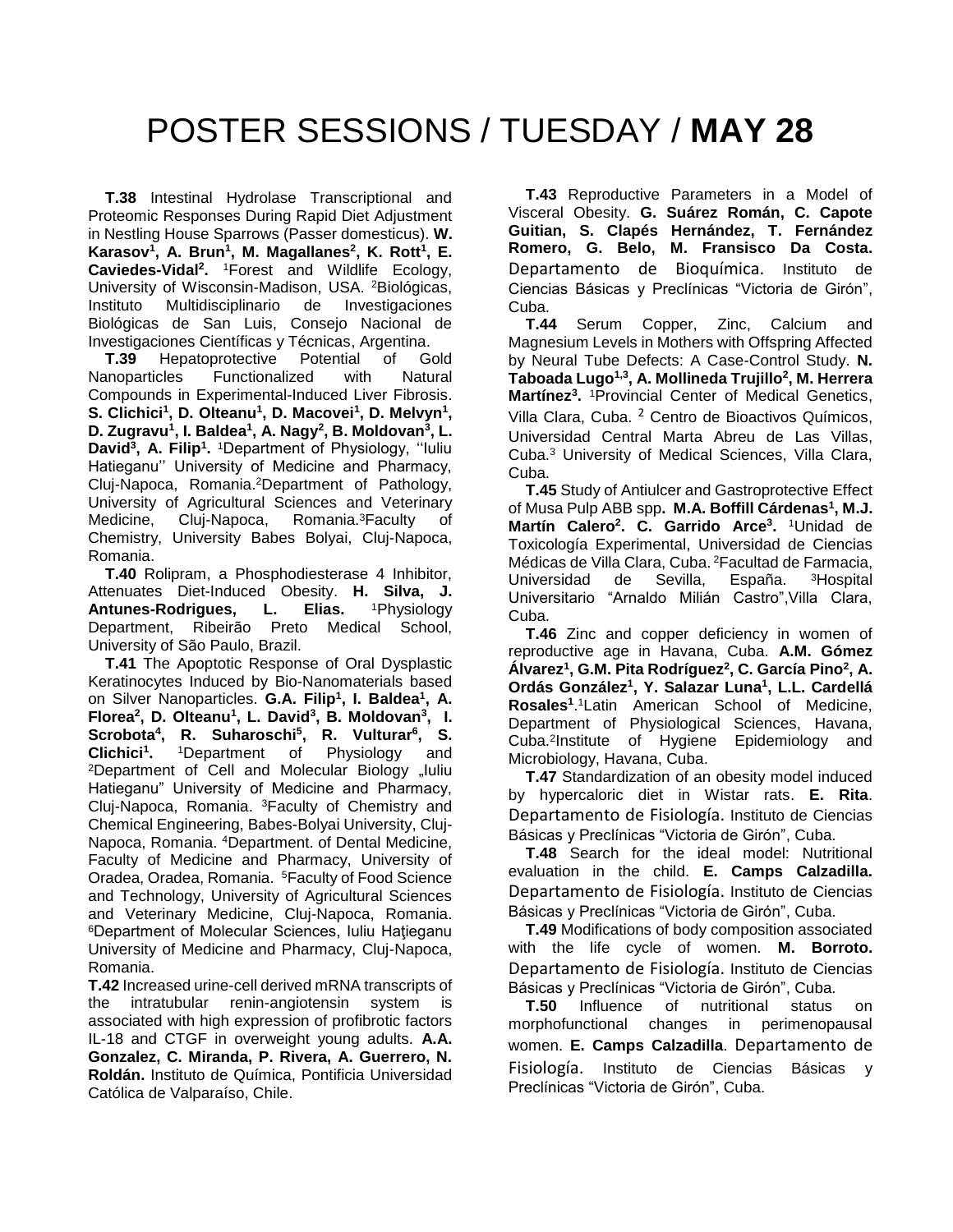# POSTER SESSIONS / TUESDAY / **MAY 28**

**T.38** Intestinal Hydrolase Transcriptional and Proteomic Responses During Rapid Diet Adjustment in Nestling House Sparrows (Passer domesticus). **W. Karasov[1], A. Brun[1], M. Magallanes[2], K. Rott[1], E. Caviedes-Vidal[2].** [1]Forest and Wildlife Ecology, University of Wisconsin-Madison, USA. [2]Biológicas, Instituto Multidisciplinario de Investigaciones Biológicas de San Luis, Consejo Nacional de Investigaciones Científicas y Técnicas, Argentina.

**T.39** Hepatoprotective Potential of Gold Nanoparticles Functionalized with Natural Compounds in Experimental-Induced Liver Fibrosis. **S. Clichici[1], D. Olteanu[1], D. Macovei[1], D. Melvyn[1], D. Zugravu[1], I. Baldea[1], A. Nagy[2], B. Moldovan[3], L. David[3], A. Filip[1].** [1]Department of Physiology, ''Iuliu Hatieganu'' University of Medicine and Pharmacy, Cluj-Napoca, Romania.[2]Department of Pathology, University of Agricultural Sciences and Veterinary Medicine, Cluj-Napoca, Romania.[3]Faculty of Chemistry, University Babes Bolyai, Cluj-Napoca, Romania.

**T.40** Rolipram, a Phosphodiesterase 4 Inhibitor, Attenuates Diet-Induced Obesity. **H. Silva, J. Antunes-Rodrigues, L. Elias.** [1]Physiology Department, Ribeirão Preto Medical School, University of São Paulo, Brazil.

**T.41** The Apoptotic Response of Oral Dysplastic Keratinocytes Induced by Bio-Nanomaterials based on Silver Nanoparticles. **G.A. Filip[1], I. Baldea[1], A. Florea[2], D. Olteanu[1], L. David[3], B. Moldovan[3], I. Scrobota[4], R. Suharoschi[5], R. Vulturar[6], S. Clichici[1].** [1]Department of Physiology and [2]Department of Cell and Molecular Biology „Iuliu Hatieganu" University of Medicine and Pharmacy, Cluj-Napoca, Romania. [3]Faculty of Chemistry and Chemical Engineering, Babes-Bolyai University, Cluj-Napoca, Romania. [4]Department. of Dental Medicine, Faculty of Medicine and Pharmacy, University of Oradea, Oradea, Romania. [5]Faculty of Food Science and Technology, University of Agricultural Sciences and Veterinary Medicine, Cluj-Napoca, Romania. [6]Department of Molecular Sciences, Iuliu Haţieganu University of Medicine and Pharmacy, Cluj-Napoca, Romania.

**T.42** Increased urine-cell derived mRNA transcripts of the intratubular renin-angiotensin system is associated with high expression of profibrotic factors IL-18 and CTGF in overweight young adults. **A.A. Gonzalez, C. Miranda, P. Rivera, A. Guerrero, N. Roldán.** Instituto de Química, Pontificia Universidad Católica de Valparaíso, Chile.

**T.43** Reproductive Parameters in a Model of Visceral Obesity. **G. Suárez Román, C. Capote Guitian, S. Clapés Hernández, T. Fernández Romero, G. Belo, M. Fransisco Da Costa.** Departamento de Bioquímica. Instituto de Ciencias Básicas y Preclínicas "Victoria de Girón", Cuba.

**T.44** Serum Copper, Zinc, Calcium and Magnesium Levels in Mothers with Offspring Affected by Neural Tube Defects: A Case-Control Study. **N. Taboada Lugo[1,3], A. Mollineda Trujillo[2], M. Herrera Martínez[3].** [1]Provincial Center of Medical Genetics, Villa Clara, Cuba. [2] Centro de Bioactivos Químicos, Universidad Central Marta Abreu de Las Villas, Cuba.[3] University of Medical Sciences, Villa Clara, Cuba.

**T.45** Study of Antiulcer and Gastroprotective Effect of Musa Pulp ABB spp**. M.A. Boffill Cárdenas[1], M.J. Martín Calero[2]. C. Garrido Arce[3].** [1]Unidad de Toxicología Experimental, Universidad de Ciencias Médicas de Villa Clara, Cuba. [2]Facultad de Farmacia, Universidad de Sevilla, España. [3]Hospital Universitario "Arnaldo Milián Castro",Villa Clara, Cuba.

**T.46** Zinc and copper deficiency in women of reproductive age in Havana, Cuba. **A.M. Gómez Álvarez[1], G.M. Pita Rodríguez[2], C. García Pino[2], A. Ordás González[1], Y. Salazar Luna[1], L.L. Cardellá Rosales[1].**[1]Latin American School of Medicine, Department of Physiological Sciences, Havana, Cuba.[2]Institute of Hygiene Epidemiology and Microbiology, Havana, Cuba.

**T.47** Standardization of an obesity model induced by hypercaloric diet in Wistar rats. **E. Rita**. Departamento de Fisiología. Instituto de Ciencias Básicas y Preclínicas "Victoria de Girón", Cuba.

**T.48** Search for the ideal model: Nutritional evaluation in the child. **E. Camps Calzadilla.** Departamento de Fisiología. Instituto de Ciencias Básicas y Preclínicas "Victoria de Girón", Cuba.

**T.49** Modifications of body composition associated with the life cycle of women. **M. Borroto.** Departamento de Fisiología. Instituto de Ciencias Básicas y Preclínicas "Victoria de Girón", Cuba.

**T.50** Influence of nutritional status on morphofunctional changes in perimenopausal women. **E. Camps Calzadilla**. Departamento de Fisiología. Instituto de Ciencias Básicas y Preclínicas "Victoria de Girón", Cuba.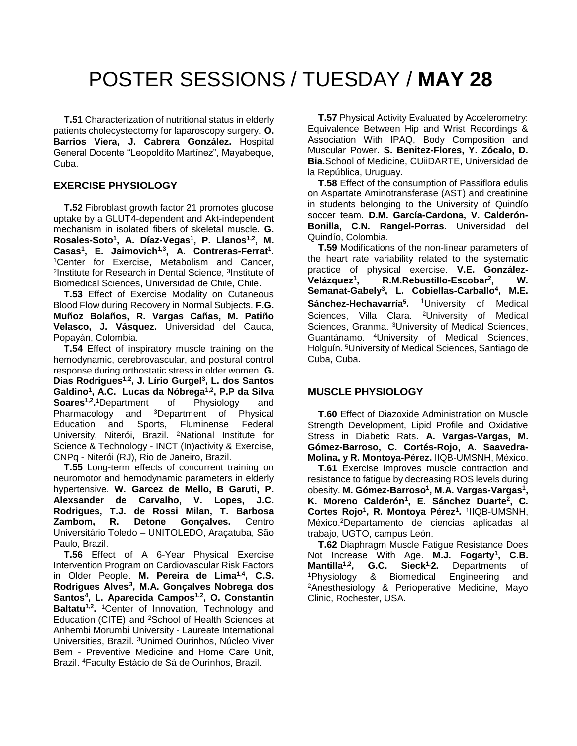# POSTER SESSIONS / TUESDAY / **MAY 28**

**T.51** Characterization of nutritional status in elderly patients cholecystectomy for laparoscopy surgery. **O. Barrios Viera, J. Cabrera González.** Hospital General Docente "Leopoldito Martínez", Mayabeque, Cuba.

### EXERCISE PHYSIOLOGY

**T.52** Fibroblast growth factor 21 promotes glucose uptake by a GLUT4-dependent and Akt-independent mechanism in isolated fibers of skeletal muscle. **G. Rosales-Soto[1], A. Díaz-Vegas[1], P. Llanos[1,2], M. Casas[1], E. Jaimovich[1,3], A. Contreras-Ferrat[1]**. [1]Center for Exercise, Metabolism and Cancer, [2]Institute for Research in Dental Science, [3]Institute of Biomedical Sciences, Universidad de Chile, Chile.

**T.53** Effect of Exercise Modality on Cutaneous Blood Flow during Recovery in Normal Subjects. **F.G. Muñoz Bolaños, R. Vargas Cañas, M. Patiño Velasco, J. Vásquez.** Universidad del Cauca, Popayán, Colombia.

**T.54** Effect of inspiratory muscle training on the hemodynamic, cerebrovascular, and postural control response during orthostatic stress in older women. **G. Dias Rodrigues[1,2], J. Lírio Gurgel[3], L. dos Santos Galdino[1], A.C. Lucas da Nóbrega[1,2], P.P da Silva Soares[1,2].** [1]Department of Physiology and Pharmacology and [3]Department of Physical Education and Sports, Fluminense Federal University, Niterói, Brazil. [2]National Institute for Science & Technology - INCT (In)activity & Exercise, CNPq - Niterói (RJ), Rio de Janeiro, Brazil.

**T.55** Long-term effects of concurrent training on neuromotor and hemodynamic parameters in elderly hypertensive. **W. Garcez de Mello, B Garuti, P. Alexsander de Carvalho, V. Lopes, J.C. Rodrigues, T.J. de Rossi Milan, T. Barbosa Zambom, R. Detone Gonçalves.** Centro Universitário Toledo – UNITOLEDO, Araçatuba, São Paulo, Brazil.

**T.56** Effect of A 6-Year Physical Exercise Intervention Program on Cardiovascular Risk Factors in Older People. **M. Pereira de Lima[1,4], C.S. Rodrigues Alves[3], M.A. Gonçalves Nobrega dos Santos[4], L. Aparecida Campos[1,2], O. Constantin Baltatu[1,2].** [1]Center of Innovation, Technology and Education (CITE) and [2]School of Health Sciences at Anhembi Morumbi University - Laureate International Universities, Brazil. [3]Unimed Ourinhos, Núcleo Viver Bem - Preventive Medicine and Home Care Unit, Brazil. [4]Faculty Estácio de Sá de Ourinhos, Brazil.

**T.57** Physical Activity Evaluated by Accelerometry: Equivalence Between Hip and Wrist Recordings & Association With IPAQ, Body Composition and Muscular Power. **S. Benitez-Flores, Y. Zócalo, D. Bia.** School of Medicine, CUiiDARTE, Universidad de la República, Uruguay.

**T.58** Effect of the consumption of Passiflora edulis on Aspartate Aminotransferase (AST) and creatinine in students belonging to the University of Quindío soccer team. **D.M. García-Cardona, V. Calderón-Bonilla, C.N. Rangel-Porras.** Universidad del Quindío, Colombia.

**T.59** Modifications of the non-linear parameters of the heart rate variability related to the systematic practice of physical exercise. **V.E. González-Velázquez[1], R.M.Rebustillo-Escobar[2], W. Semanat-Gabely[3], L. Cobiellas-Carballo[4], M.E. Sánchez-Hechavarría[5].** [1]University of Medical Sciences, Villa Clara. [2]University of Medical Sciences, Granma. [3]University of Medical Sciences, Guantánamo. [4]University of Medical Sciences, Holguín. [5]University of Medical Sciences, Santiago de Cuba, Cuba.

### MUSCLE PHYSIOLOGY

**T.60** Effect of Diazoxide Administration on Muscle Strength Development, Lipid Profile and Oxidative Stress in Diabetic Rats. **A. Vargas-Vargas, M. Gómez-Barroso, C. Cortés-Rojo, A. Saavedra-Molina, y R. Montoya-Pérez.** IIQB-UMSNH, México.

**T.61** Exercise improves muscle contraction and resistance to fatigue by decreasing ROS levels during obesity. **M. Gómez-Barroso[1], M.A. Vargas-Vargas[1], K. Moreno Calderón[1], E. Sánchez Duarte[2], C. Cortes Rojo[1], R. Montoya Pérez[1].** [1]IIQB-UMSNH, México.[2]Departamento de ciencias aplicadas al trabajo, UGTO, campus León.

**T.62** Diaphragm Muscle Fatigue Resistance Does Not Increase With Age. **M.J. Fogarty[1], C.B. Mantilla[1,2], G.C. Sieck[1,2].** Departments of [1]Physiology & Biomedical Engineering and [2]Anesthesiology & Perioperative Medicine, Mayo Clinic, Rochester, USA.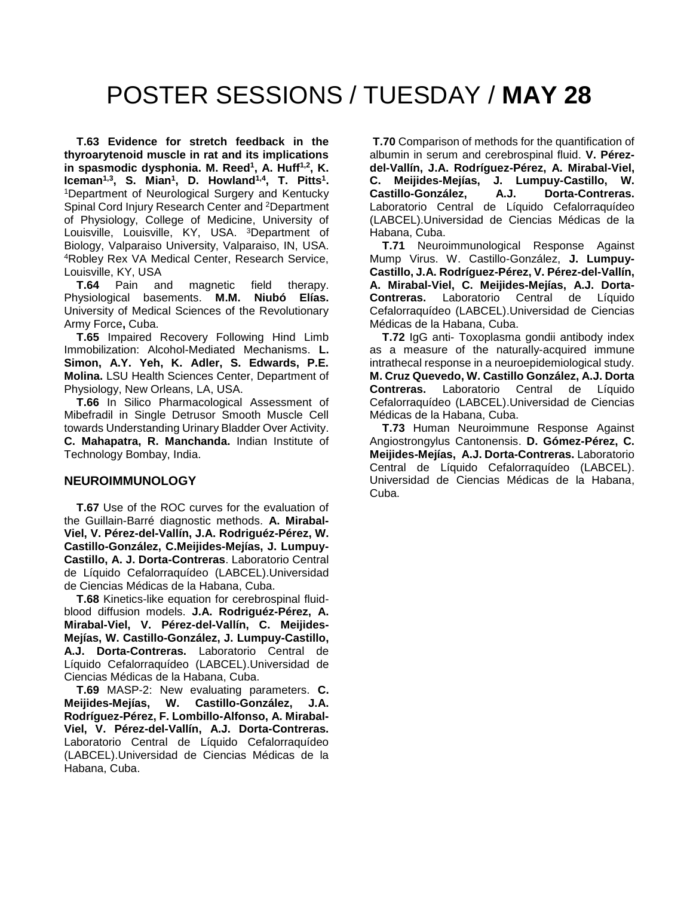# POSTER SESSIONS / TUESDAY / **MAY 28**

**T.63 Evidence for stretch feedback in the thyroarytenoid muscle in rat and its implications in spasmodic dysphonia. M. Reed[1], A. Huff[1,2], K. Iceman[1,3], S. Mian[1], D. Howland[1,4], T. Pitts[1].** [1]Department of Neurological Surgery and Kentucky Spinal Cord Injury Research Center and [2]Department of Physiology, College of Medicine, University of Louisville, Louisville, KY, USA. [3]Department of Biology, Valparaiso University, Valparaiso, IN, USA. [4]Robley Rex VA Medical Center, Research Service, Louisville, KY, USA

**T.64** Pain and magnetic field therapy. Physiological basements. **M.M. Niubó Elías.** University of Medical Sciences of the Revolutionary Army Force**,** Cuba.

**T.65** Impaired Recovery Following Hind Limb Immobilization: Alcohol-Mediated Mechanisms. **L. Simon, A.Y. Yeh, K. Adler, S. Edwards, P.E. Molina.** LSU Health Sciences Center, Department of Physiology, New Orleans, LA, USA.

**T.66** In Silico Pharmacological Assessment of Mibefradil in Single Detrusor Smooth Muscle Cell towards Understanding Urinary Bladder Over Activity. **C. Mahapatra, R. Manchanda.** Indian Institute of Technology Bombay, India.

## NEUROIMMUNOLOGY

**T.67** Use of the ROC curves for the evaluation of the Guillain-Barré diagnostic methods. **A. Mirabal-Viel, V. Pérez-del-Vallín, J.A. Rodriguéz-Pérez, W. Castillo-González, C.Meijides-Mejías, J. Lumpuy-Castillo, A. J. Dorta-Contreras**. Laboratorio Central de Líquido Cefalorraquídeo (LABCEL).Universidad de Ciencias Médicas de la Habana, Cuba.

**T.68** Kinetics-like equation for cerebrospinal fluid-blood diffusion models. **J.A. Rodriguéz-Pérez, A. Mirabal-Viel, V. Pérez-del-Vallín, C. Meijides-Mejías, W. Castillo-González, J. Lumpuy-Castillo, A.J. Dorta-Contreras.** Laboratorio Central de Líquido Cefalorraquídeo (LABCEL).Universidad de Ciencias Médicas de la Habana, Cuba.

**T.69** MASP-2: New evaluating parameters. **C. Meijides-Mejías, W. Castillo-González, J.A. Rodríguez-Pérez, F. Lombillo-Alfonso, A. Mirabal-Viel, V. Pérez-del-Vallín, A.J. Dorta-Contreras.** Laboratorio Central de Líquido Cefalorraquídeo (LABCEL).Universidad de Ciencias Médicas de la Habana, Cuba.

**T.70** Comparison of methods for the quantification of albumin in serum and cerebrospinal fluid. **V. Pérez-del-Vallín, J.A. Rodríguez-Pérez, A. Mirabal-Viel, C. Meijides-Mejías, J. Lumpuy-Castillo, W. Castillo-González, A.J. Dorta-Contreras.** Laboratorio Central de Líquido Cefalorraquídeo (LABCEL).Universidad de Ciencias Médicas de la Habana, Cuba.

**T.71** Neuroimmunological Response Against Mump Virus. W. Castillo-González, **J. Lumpuy-Castillo, J.A. Rodríguez-Pérez, V. Pérez-del-Vallín, A. Mirabal-Viel, C. Meijides-Mejías, A.J. Dorta-Contreras.** Laboratorio Central de Líquido Cefalorraquídeo (LABCEL).Universidad de Ciencias Médicas de la Habana, Cuba.

**T.72** IgG anti- Toxoplasma gondii antibody index as a measure of the naturally-acquired immune intrathecal response in a neuroepidemiological study. **M. Cruz Quevedo, W. Castillo González, A.J. Dorta Contreras.** Laboratorio Central de Líquido Cefalorraquídeo (LABCEL).Universidad de Ciencias Médicas de la Habana, Cuba.

**T.73** Human Neuroimmune Response Against Angiostrongylus Cantonensis. **D. Gómez-Pérez, C. Meijides-Mejías, A.J. Dorta-Contreras.** Laboratorio Central de Líquido Cefalorraquídeo (LABCEL). Universidad de Ciencias Médicas de la Habana, Cuba.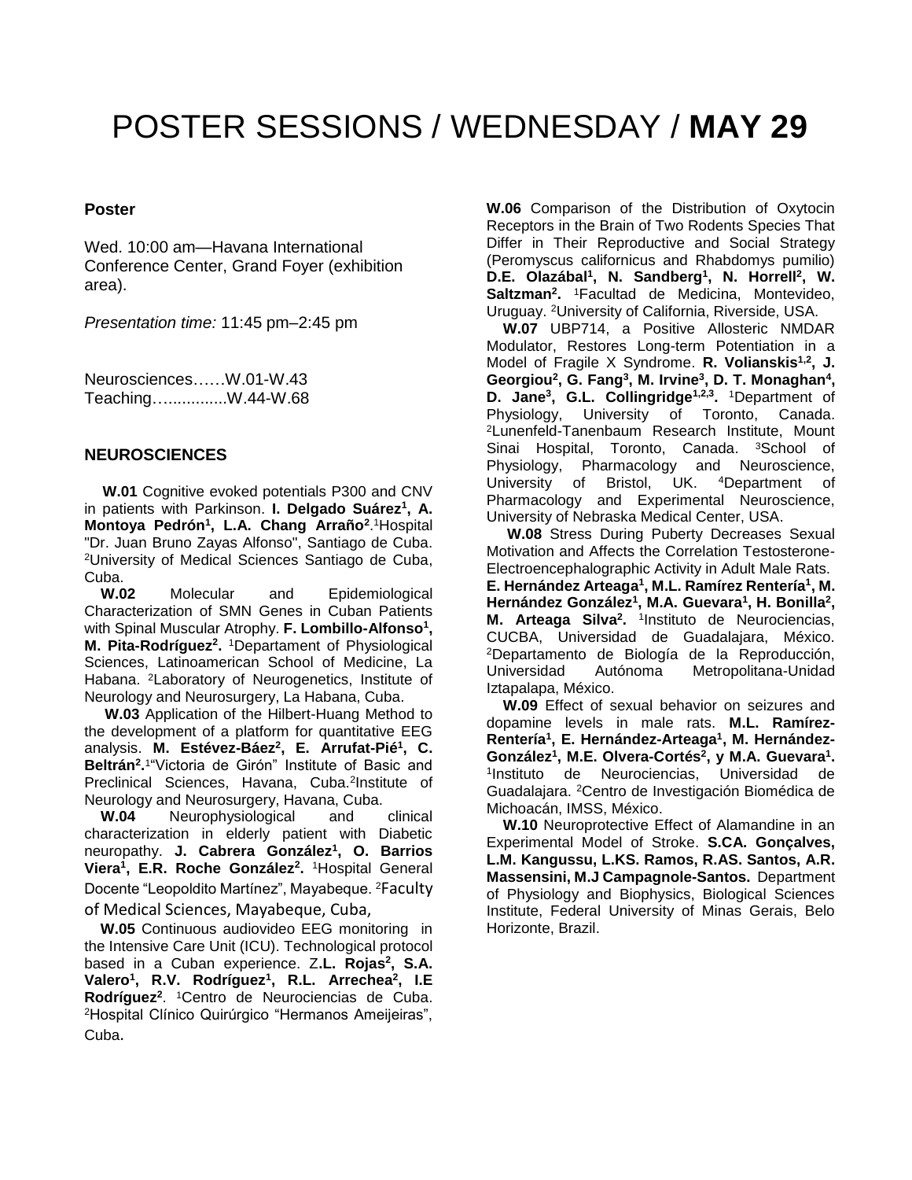# POSTER SESSIONS / WEDNESDAY / **MAY 29**

**Poster**

Wed. 10:00 am—Havana International Conference Center, Grand Foyer (exhibition area).

*Presentation time:* 11:45 pm–2:45 pm

Neurosciences……W.01-W.43
Teaching…..............W.44-W.68

## NEUROSCIENCES

**W.01** Cognitive evoked potentials P300 and CNV in patients with Parkinson. **I. Delgado Suárez[1], A. Montoya Pedrón[1], L.A. Chang Arraño[2]**.[1]Hospital "Dr. Juan Bruno Zayas Alfonso", Santiago de Cuba. [2]University of Medical Sciences Santiago de Cuba, Cuba.

**W.02** Molecular and Epidemiological Characterization of SMN Genes in Cuban Patients with Spinal Muscular Atrophy. **F. Lombillo-Alfonso[1], M. Pita-Rodríguez[2].** [1]Departament of Physiological Sciences, Latinoamerican School of Medicine, La Habana. [2]Laboratory of Neurogenetics, Institute of Neurology and Neurosurgery, La Habana, Cuba.

**W.03** Application of the Hilbert-Huang Method to the development of a platform for quantitative EEG analysis. **M. Estévez-Báez[2], E. Arrufat-Pié[1], C. Beltrán[2].**[1]"Victoria de Girón" Institute of Basic and Preclinical Sciences, Havana, Cuba.[2]Institute of Neurology and Neurosurgery, Havana, Cuba.

**W.04** Neurophysiological and clinical characterization in elderly patient with Diabetic neuropathy. **J. Cabrera González[1], O. Barrios Viera[1], E.R. Roche González[2].** [1]Hospital General Docente "Leopoldito Martínez", Mayabeque. [2]Faculty of Medical Sciences, Mayabeque, Cuba,

**W.05** Continuous audiovideo EEG monitoring in the Intensive Care Unit (ICU). Technological protocol based in a Cuban experience. Z**.L. Rojas[2], S.A. Valero[1], R.V. Rodríguez[1], R.L. Arrechea[2], I.E Rodríguez[2]**. [1]Centro de Neurociencias de Cuba. [2]Hospital Clínico Quirúrgico "Hermanos Ameijeiras", Cuba.

**W.06** Comparison of the Distribution of Oxytocin Receptors in the Brain of Two Rodents Species That Differ in Their Reproductive and Social Strategy (Peromyscus californicus and Rhabdomys pumilio) **D.E. Olazábal[1], N. Sandberg[1], N. Horrell[2], W. Saltzman[2].** [1]Facultad de Medicina, Montevideo, Uruguay. [2]University of California, Riverside, USA.

**W.07** UBP714, a Positive Allosteric NMDAR Modulator, Restores Long-term Potentiation in a Model of Fragile X Syndrome. **R. Volianskis[1,2], J. Georgiou[2], G. Fang[3], M. Irvine[3], D. T. Monaghan[4], D. Jane[3], G.L. Collingridge[1,2,3].** [1]Department of Physiology, University of Toronto, Canada. [2]Lunenfeld-Tanenbaum Research Institute, Mount Sinai Hospital, Toronto, Canada. [3]School of Physiology, Pharmacology and Neuroscience, University of Bristol, UK. [4]Department of Pharmacology and Experimental Neuroscience, University of Nebraska Medical Center, USA.

**W.08** Stress During Puberty Decreases Sexual Motivation and Affects the Correlation Testosterone-Electroencephalographic Activity in Adult Male Rats. **E. Hernández Arteaga[1], M.L. Ramírez Rentería[1], M. Hernández González[1], M.A. Guevara[1], H. Bonilla[2], M. Arteaga Silva[2].** [1]Instituto de Neurociencias, CUCBA, Universidad de Guadalajara, México. [2]Departamento de Biología de la Reproducción, Universidad Autónoma Metropolitana-Unidad Iztapalapa, México.

**W.09** Effect of sexual behavior on seizures and dopamine levels in male rats. **M.L. Ramírez-Rentería[1], E. Hernández-Arteaga[1], M. Hernández-González[1], M.E. Olvera-Cortés[2], y M.A. Guevara[1].** [1]Instituto de Neurociencias, Universidad de Guadalajara. [2]Centro de Investigación Biomédica de Michoacán, IMSS, México.

**W.10** Neuroprotective Effect of Alamandine in an Experimental Model of Stroke. **S.CA. Gonçalves, L.M. Kangussu, L.KS. Ramos, R.AS. Santos, A.R. Massensini, M.J Campagnole-Santos.** Department of Physiology and Biophysics, Biological Sciences Institute, Federal University of Minas Gerais, Belo Horizonte, Brazil.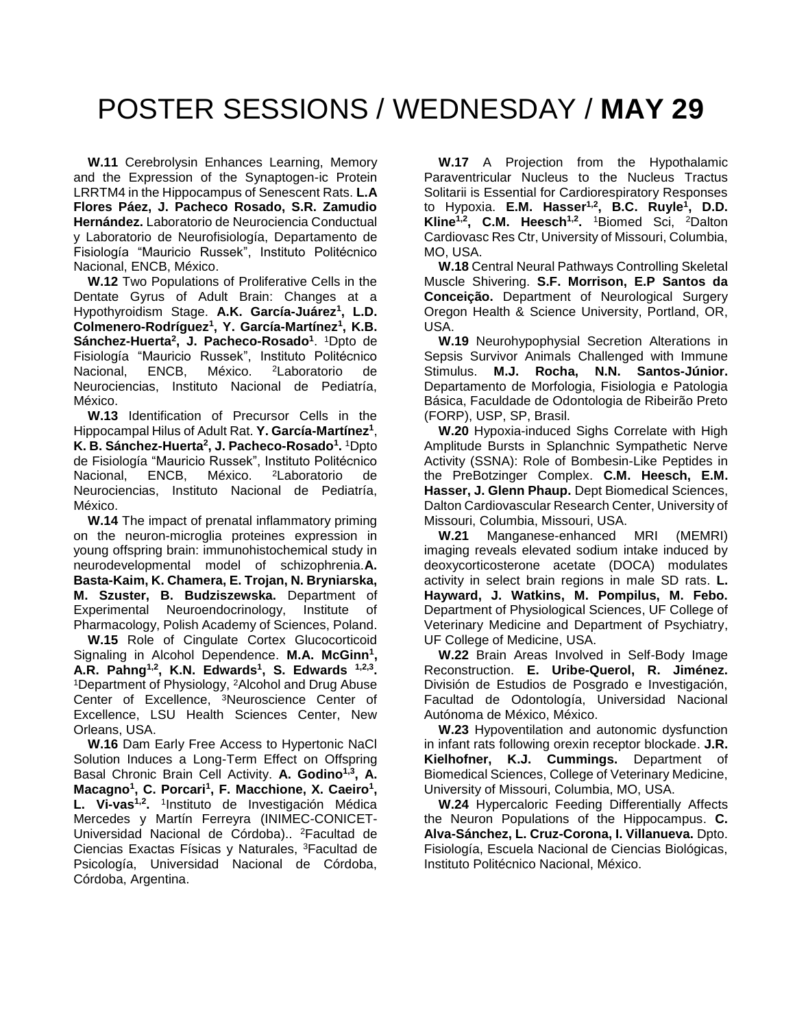# POSTER SESSIONS / WEDNESDAY / **MAY 29**

**W.11** Cerebrolysin Enhances Learning, Memory and the Expression of the Synaptogen-ic Protein LRRTM4 in the Hippocampus of Senescent Rats. **L.A Flores Páez, J. Pacheco Rosado, S.R. Zamudio Hernández.** Laboratorio de Neurociencia Conductual y Laboratorio de Neurofisiología, Departamento de Fisiología "Mauricio Russek", Instituto Politécnico Nacional, ENCB, México.

**W.12** Two Populations of Proliferative Cells in the Dentate Gyrus of Adult Brain: Changes at a Hypothyroidism Stage. **A.K. García-Juárez[1], L.D. Colmenero-Rodríguez[1], Y. García-Martínez[1], K.B. Sánchez-Huerta[2], J. Pacheco-Rosado[1]**. [1]Dpto de Fisiología "Mauricio Russek", Instituto Politécnico Nacional, ENCB, México. [2]Laboratorio de Neurociencias, Instituto Nacional de Pediatría, México.

**W.13** Identification of Precursor Cells in the Hippocampal Hilus of Adult Rat. **Y. García-Martínez[1]**, **K. B. Sánchez-Huerta[2], J. Pacheco-Rosado[1].** [1]Dpto de Fisiología "Mauricio Russek", Instituto Politécnico Nacional, ENCB, México. [2]Laboratorio de Neurociencias, Instituto Nacional de Pediatría, México.

**W.14** The impact of prenatal inflammatory priming on the neuron-microglia proteines expression in young offspring brain: immunohistochemical study in neurodevelopmental model of schizophrenia. **A. Basta-Kaim, K. Chamera, E. Trojan, N. Bryniarska, M. Szuster, B. Budziszewska.** Department of Experimental Neuroendocrinology, Institute of Pharmacology, Polish Academy of Sciences, Poland.

**W.15** Role of Cingulate Cortex Glucocorticoid Signaling in Alcohol Dependence. **M.A. McGinn[1], A.R. Pahng[1,2], K.N. Edwards[1], S. Edwards [1,2,3].** [1]Department of Physiology, [2]Alcohol and Drug Abuse Center of Excellence, [3]Neuroscience Center of Excellence, LSU Health Sciences Center, New Orleans, USA.

**W.16** Dam Early Free Access to Hypertonic NaCl Solution Induces a Long-Term Effect on Offspring Basal Chronic Brain Cell Activity. **A. Godino[1,3], A. Macagno[1], C. Porcari[1], F. Macchione, X. Caeiro[1], L. Vi-vas[1,2].** [1]Instituto de Investigación Médica Mercedes y Martín Ferreyra (INIMEC-CONICET-Universidad Nacional de Córdoba).. [2]Facultad de Ciencias Exactas Físicas y Naturales, [3]Facultad de Psicología, Universidad Nacional de Córdoba, Córdoba, Argentina.

**W.17** A Projection from the Hypothalamic Paraventricular Nucleus to the Nucleus Tractus Solitarii is Essential for Cardiorespiratory Responses to Hypoxia. **E.M. Hasser[1,2], B.C. Ruyle[1], D.D. Kline[1,2], C.M. Heesch[1,2].** [1]Biomed Sci, [2]Dalton Cardiovasc Res Ctr, University of Missouri, Columbia, MO, USA.

**W.18** Central Neural Pathways Controlling Skeletal Muscle Shivering. **S.F. Morrison, E.P Santos da Conceição.** Department of Neurological Surgery Oregon Health & Science University, Portland, OR, USA.

**W.19** Neurohypophysial Secretion Alterations in Sepsis Survivor Animals Challenged with Immune Stimulus. **M.J. Rocha, N.N. Santos-Júnior.** Departamento de Morfologia, Fisiologia e Patologia Básica, Faculdade de Odontologia de Ribeirão Preto (FORP), USP, SP, Brasil.

**W.20** Hypoxia-induced Sighs Correlate with High Amplitude Bursts in Splanchnic Sympathetic Nerve Activity (SSNA): Role of Bombesin-Like Peptides in the PreBotzinger Complex. **C.M. Heesch, E.M. Hasser, J. Glenn Phaup.** Dept Biomedical Sciences, Dalton Cardiovascular Research Center, University of Missouri, Columbia, Missouri, USA.

**W.21** Manganese-enhanced MRI (MEMRI) imaging reveals elevated sodium intake induced by deoxycorticosterone acetate (DOCA) modulates activity in select brain regions in male SD rats. **L. Hayward, J. Watkins, M. Pompilus, M. Febo.** Department of Physiological Sciences, UF College of Veterinary Medicine and Department of Psychiatry, UF College of Medicine, USA.

**W.22** Brain Areas Involved in Self-Body Image Reconstruction. **E. Uribe-Querol, R. Jiménez.** División de Estudios de Posgrado e Investigación, Facultad de Odontología, Universidad Nacional Autónoma de México, México.

**W.23** Hypoventilation and autonomic dysfunction in infant rats following orexin receptor blockade. **J.R. Kielhofner, K.J. Cummings.** Department of Biomedical Sciences, College of Veterinary Medicine, University of Missouri, Columbia, MO, USA.

**W.24** Hypercaloric Feeding Differentially Affects the Neuron Populations of the Hippocampus. **C. Alva-Sánchez, L. Cruz-Corona, I. Villanueva.** Dpto. Fisiología, Escuela Nacional de Ciencias Biológicas, Instituto Politécnico Nacional, México.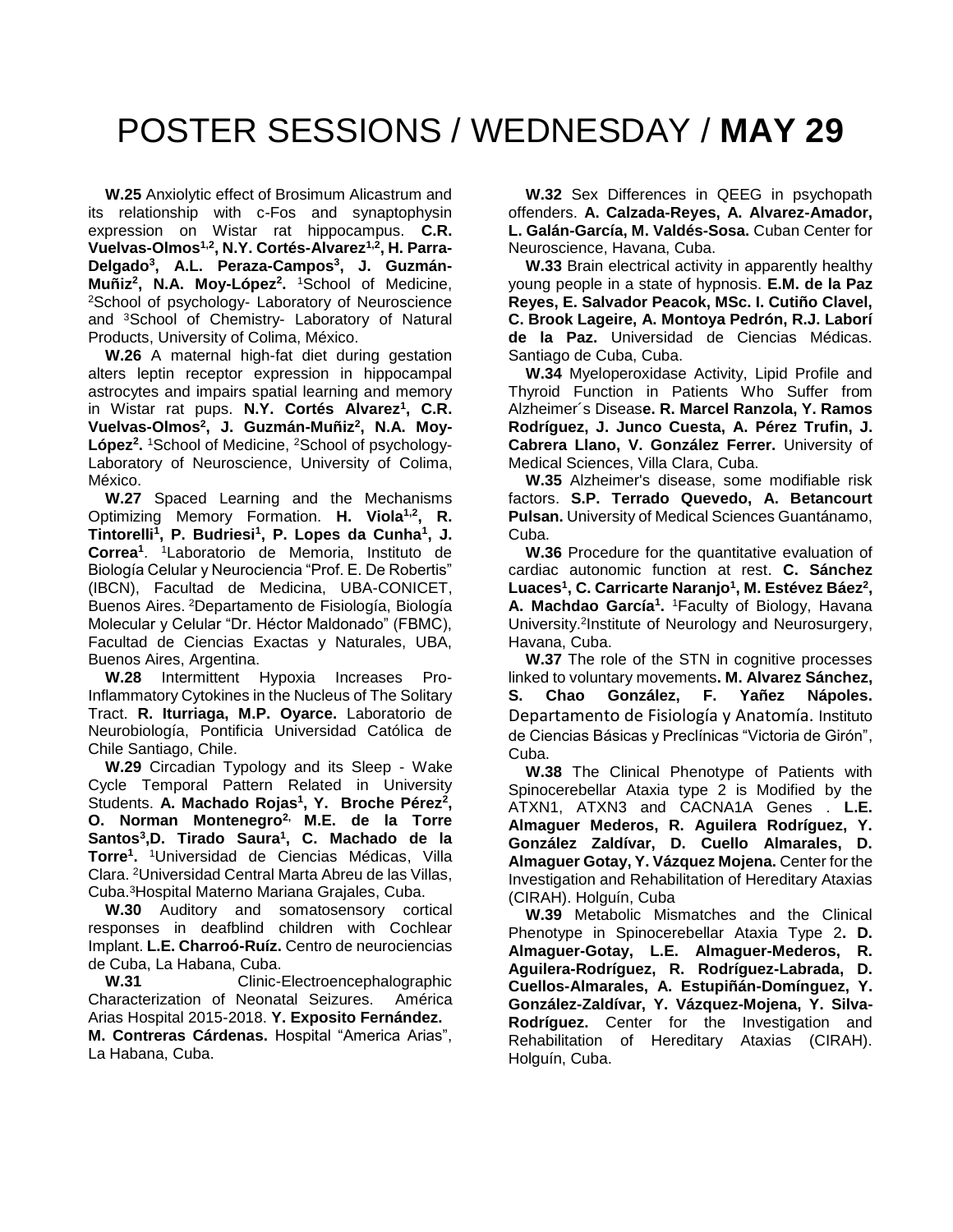# POSTER SESSIONS / WEDNESDAY / **MAY 29**

**W.25** Anxiolytic effect of Brosimum Alicastrum and its relationship with c-Fos and synaptophysin expression on Wistar rat hippocampus. **C.R. Vuelvas-Olmos[1,2], N.Y. Cortés-Alvarez[1,2], H. Parra-Delgado[3], A.L. Peraza-Campos[3], J. Guzmán-Muñiz[2], N.A. Moy-López[2].** [1]School of Medicine, [2]School of psychology- Laboratory of Neuroscience and [3]School of Chemistry- Laboratory of Natural Products, University of Colima, México.

**W.26** A maternal high-fat diet during gestation alters leptin receptor expression in hippocampal astrocytes and impairs spatial learning and memory in Wistar rat pups. **N.Y. Cortés Alvarez[1], C.R. Vuelvas-Olmos[2], J. Guzmán-Muñiz[2], N.A. Moy-López[2].** [1]School of Medicine, [2]School of psychology- Laboratory of Neuroscience, University of Colima, México.

**W.27** Spaced Learning and the Mechanisms Optimizing Memory Formation. **H. Viola[1,2], R. Tintorelli[1], P. Budriesi[1], P. Lopes da Cunha[1], J. Correa[1]**. [1]Laboratorio de Memoria, Instituto de Biología Celular y Neurociencia "Prof. E. De Robertis" (IBCN), Facultad de Medicina, UBA-CONICET, Buenos Aires. [2]Departamento de Fisiología, Biología Molecular y Celular "Dr. Héctor Maldonado" (FBMC), Facultad de Ciencias Exactas y Naturales, UBA, Buenos Aires, Argentina.

**W.28** Intermittent Hypoxia Increases Pro-Inflammatory Cytokines in the Nucleus of The Solitary Tract. **R. Iturriaga, M.P. Oyarce.** Laboratorio de Neurobiología, Pontificia Universidad Católica de Chile Santiago, Chile.

**W.29** Circadian Typology and its Sleep - Wake Cycle Temporal Pattern Related in University Students. **A. Machado Rojas[1], Y. Broche Pérez[2], O. Norman Montenegro[2], M.E. de la Torre Santos[3], D. Tirado Saura[1], C. Machado de la Torre[1].** [1]Universidad de Ciencias Médicas, Villa Clara. [2]Universidad Central Marta Abreu de las Villas, Cuba. [3]Hospital Materno Mariana Grajales, Cuba.

**W.30** Auditory and somatosensory cortical responses in deafblind children with Cochlear Implant. **L.E. Charroó-Ruíz.** Centro de neurociencias de Cuba, La Habana, Cuba.

**W.31** Clinic-Electroencephalographic Characterization of Neonatal Seizures. América Arias Hospital 2015-2018. **Y. Exposito Fernández. M. Contreras Cárdenas.** Hospital "America Arias", La Habana, Cuba.

**W.32** Sex Differences in QEEG in psychopath offenders. **A. Calzada-Reyes, A. Alvarez-Amador, L. Galán-García, M. Valdés-Sosa.** Cuban Center for Neuroscience, Havana, Cuba.

**W.33** Brain electrical activity in apparently healthy young people in a state of hypnosis. **E.M. de la Paz Reyes, E. Salvador Peacok, MSc. I. Cutiño Clavel, C. Brook Lageire, A. Montoya Pedrón, R.J. Laborí de la Paz.** Universidad de Ciencias Médicas. Santiago de Cuba, Cuba.

**W.34** Myeloperoxidase Activity, Lipid Profile and Thyroid Function in Patients Who Suffer from Alzheimer´s Diseas**e. R. Marcel Ranzola, Y. Ramos Rodríguez, J. Junco Cuesta, A. Pérez Trufin, J. Cabrera Llano, V. González Ferrer.** University of Medical Sciences, Villa Clara, Cuba.

**W.35** Alzheimer's disease, some modifiable risk factors. **S.P. Terrado Quevedo, A. Betancourt Pulsan.** University of Medical Sciences Guantánamo, Cuba.

**W.36** Procedure for the quantitative evaluation of cardiac autonomic function at rest. **C. Sánchez Luaces[1], C. Carricarte Naranjo[1], M. Estévez Báez[2], A. Machdao García[1].** [1]Faculty of Biology, Havana University. [2]Institute of Neurology and Neurosurgery, Havana, Cuba.

**W.37** The role of the STN in cognitive processes linked to voluntary movements**. M. Alvarez Sánchez, S. Chao González, F. Yañez Nápoles.** Departamento de Fisiología y Anatomía. Instituto de Ciencias Básicas y Preclínicas "Victoria de Girón", Cuba.

**W.38** The Clinical Phenotype of Patients with Spinocerebellar Ataxia type 2 is Modified by the ATXN1, ATXN3 and CACNA1A Genes . **L.E. Almaguer Mederos, R. Aguilera Rodríguez, Y. González Zaldívar, D. Cuello Almarales, D. Almaguer Gotay, Y. Vázquez Mojena.** Center for the Investigation and Rehabilitation of Hereditary Ataxias (CIRAH). Holguín, Cuba

**W.39** Metabolic Mismatches and the Clinical Phenotype in Spinocerebellar Ataxia Type 2**. D. Almaguer-Gotay, L.E. Almaguer-Mederos, R. Aguilera-Rodríguez, R. Rodríguez-Labrada, D. Cuellos-Almarales, A. Estupiñán-Domínguez, Y. González-Zaldívar, Y. Vázquez-Mojena, Y. Silva-Rodríguez.** Center for the Investigation and Rehabilitation of Hereditary Ataxias (CIRAH). Holguín, Cuba.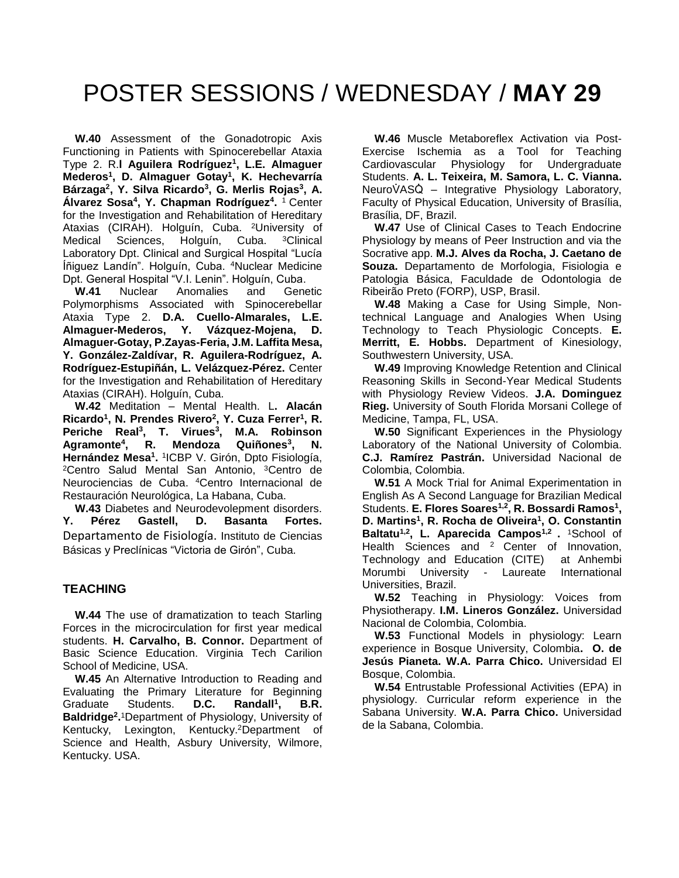# POSTER SESSIONS / WEDNESDAY / **MAY 29**

**W.40** Assessment of the Gonadotropic Axis Functioning in Patients with Spinocerebellar Ataxia Type 2. R.**I Aguilera Rodríguez[1], L.E. Almaguer Mederos[1], D. Almaguer Gotay[1], K. Hechevarría Bárzaga[2], Y. Silva Ricardo[3], G. Merlis Rojas[3], A. Álvarez Sosa[4], Y. Chapman Rodríguez[4].** [1] Center for the Investigation and Rehabilitation of Hereditary Ataxias (CIRAH). Holguín, Cuba. [2]University of Medical Sciences, Holguín, Cuba. [3]Clinical Laboratory Dpt. Clinical and Surgical Hospital "Lucía Íñiguez Landín". Holguín, Cuba. [4]Nuclear Medicine Dpt. General Hospital "V.I. Lenin". Holguín, Cuba.

**W.41** Nuclear Anomalies and Genetic Polymorphisms Associated with Spinocerebellar Ataxia Type 2. **D.A. Cuello-Almarales, L.E. Almaguer-Mederos, Y. Vázquez-Mojena, D. Almaguer-Gotay, P.Zayas-Feria, J.M. Laffita Mesa, Y. González-Zaldívar, R. Aguilera-Rodríguez, A. Rodríguez-Estupiñán, L. Velázquez-Pérez.** Center for the Investigation and Rehabilitation of Hereditary Ataxias (CIRAH). Holguín, Cuba.

**W.42** Meditation – Mental Health. L**. Alacán Ricardo[1], N. Prendes Rivero[2], Y. Cuza Ferrer[1], R. Periche Real[3], T. Virues[3], M.A. Robinson Agramonte[4], R. Mendoza Quiñones[3], N. Hernández Mesa[1].** [1]ICBP V. Girón, Dpto Fisiología, [2]Centro Salud Mental San Antonio, [3]Centro de Neurociencias de Cuba. [4]Centro Internacional de Restauración Neurológica, La Habana, Cuba.

**W.43** Diabetes and Neurodevolepment disorders. **Y. Pérez Gastell, D. Basanta Fortes.** Departamento de Fisiología. Instituto de Ciencias Básicas y Preclínicas "Victoria de Girón", Cuba.

## TEACHING

**W.44** The use of dramatization to teach Starling Forces in the microcirculation for first year medical students. **H. Carvalho, B. Connor.** Department of Basic Science Education. Virginia Tech Carilion School of Medicine, USA.

**W.45** An Alternative Introduction to Reading and Evaluating the Primary Literature for Beginning Graduate Students. **D.C. Randall[1], B.R. Baldridge[2].** [1]Department of Physiology, University of Kentucky, Lexington, Kentucky.[2]Department of Science and Health, Asbury University, Wilmore, Kentucky. USA.

**W.46** Muscle Metaboreflex Activation via Post-Exercise Ischemia as a Tool for Teaching Cardiovascular Physiology for Undergraduate Students. **A. L. Teixeira, M. Samora, L. C. Vianna.** NeuroV̇ASQ̇ – Integrative Physiology Laboratory, Faculty of Physical Education, University of Brasília, Brasília, DF, Brazil.

**W.47** Use of Clinical Cases to Teach Endocrine Physiology by means of Peer Instruction and via the Socrative app. **M.J. Alves da Rocha, J. Caetano de Souza.** Departamento de Morfologia, Fisiologia e Patologia Básica, Faculdade de Odontologia de Ribeirão Preto (FORP), USP, Brasil.

**W.48** Making a Case for Using Simple, Non-technical Language and Analogies When Using Technology to Teach Physiologic Concepts. **E. Merritt, E. Hobbs.** Department of Kinesiology, Southwestern University, USA.

**W.49** Improving Knowledge Retention and Clinical Reasoning Skills in Second-Year Medical Students with Physiology Review Videos. **J.A. Dominguez Rieg.** University of South Florida Morsani College of Medicine, Tampa, FL, USA.

**W.50** Significant Experiences in the Physiology Laboratory of the National University of Colombia. **C.J. Ramírez Pastrán.** Universidad Nacional de Colombia, Colombia.

**W.51** A Mock Trial for Animal Experimentation in English As A Second Language for Brazilian Medical Students. **E. Flores Soares[1,2], R. Bossardi Ramos[1], D. Martins[1], R. Rocha de Oliveira[1], O. Constantin Baltatu[1,2], L. Aparecida Campos[1,2] .** [1]School of Health Sciences and [2] Center of Innovation, Technology and Education (CITE) at Anhembi Morumbi University - Laureate International Universities, Brazil.

**W.52** Teaching in Physiology: Voices from Physiotherapy. **I.M. Lineros González.** Universidad Nacional de Colombia, Colombia.

**W.53** Functional Models in physiology: Learn experience in Bosque University, Colombia**. O. de Jesús Pianeta. W.A. Parra Chico.** Universidad El Bosque, Colombia.

**W.54** Entrustable Professional Activities (EPA) in physiology. Curricular reform experience in the Sabana University. **W.A. Parra Chico.** Universidad de la Sabana, Colombia.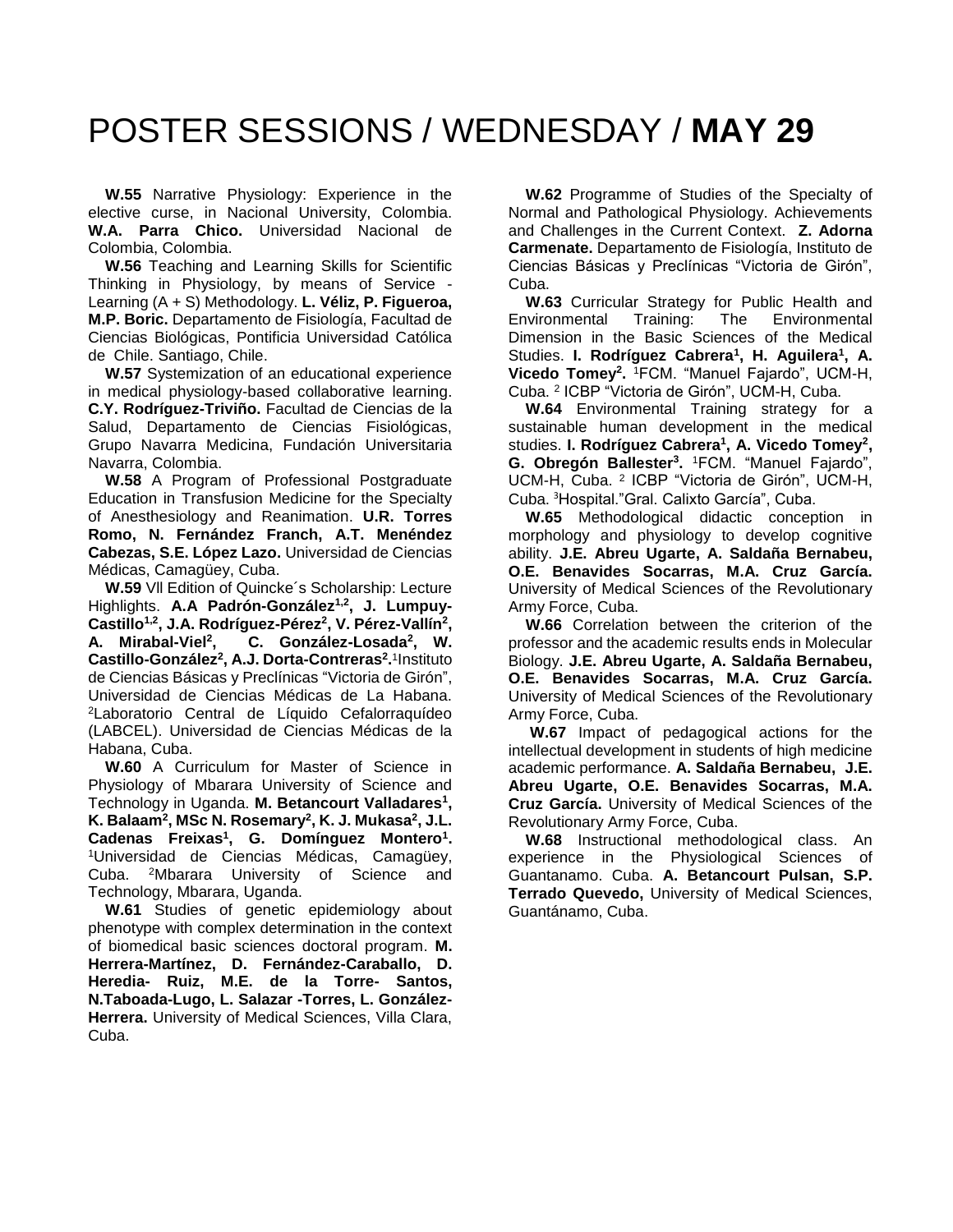# POSTER SESSIONS / WEDNESDAY / **MAY 29**

**W.55** Narrative Physiology: Experience in the elective curse, in Nacional University, Colombia. **W.A. Parra Chico.** Universidad Nacional de Colombia, Colombia.

**W.56** Teaching and Learning Skills for Scientific Thinking in Physiology, by means of Service - Learning (A + S) Methodology. **L. Véliz, P. Figueroa, M.P. Boric.** Departamento de Fisiología, Facultad de Ciencias Biológicas, Pontificia Universidad Católica de Chile. Santiago, Chile.

**W.57** Systemization of an educational experience in medical physiology-based collaborative learning. **C.Y. Rodríguez-Triviño.** Facultad de Ciencias de la Salud, Departamento de Ciencias Fisiológicas, Grupo Navarra Medicina, Fundación Universitaria Navarra, Colombia.

**W.58** A Program of Professional Postgraduate Education in Transfusion Medicine for the Specialty of Anesthesiology and Reanimation. **U.R. Torres Romo, N. Fernández Franch, A.T. Menéndez Cabezas, S.E. López Lazo.** Universidad de Ciencias Médicas, Camagüey, Cuba.

**W.59** Vll Edition of Quincke´s Scholarship: Lecture Highlights. **A.A Padrón-González[1,2], J. Lumpuy-Castillo[1,2], J.A. Rodríguez-Pérez[2], V. Pérez-Vallín[2], A. Mirabal-Viel[2], C. González-Losada[2], W. Castillo-González[2], A.J. Dorta-Contreras[2].** [1]Instituto de Ciencias Básicas y Preclínicas "Victoria de Girón", Universidad de Ciencias Médicas de La Habana. [2]Laboratorio Central de Líquido Cefalorraquídeo (LABCEL). Universidad de Ciencias Médicas de la Habana, Cuba.

**W.60** A Curriculum for Master of Science in Physiology of Mbarara University of Science and Technology in Uganda. **M. Betancourt Valladares[1], K. Balaam[2], MSc N. Rosemary[2], K. J. Mukasa[2], J.L. Cadenas Freixas[1], G. Domínguez Montero[1].** [1]Universidad de Ciencias Médicas, Camagüey, Cuba. [2]Mbarara University of Science and Technology, Mbarara, Uganda.

**W.61** Studies of genetic epidemiology about phenotype with complex determination in the context of biomedical basic sciences doctoral program. **M. Herrera-Martínez, D. Fernández-Caraballo, D. Heredia- Ruiz, M.E. de la Torre- Santos, N.Taboada-Lugo, L. Salazar -Torres, L. González-Herrera.** University of Medical Sciences, Villa Clara, Cuba.

**W.62** Programme of Studies of the Specialty of Normal and Pathological Physiology. Achievements and Challenges in the Current Context. **Z. Adorna Carmenate.** Departamento de Fisiología, Instituto de Ciencias Básicas y Preclínicas "Victoria de Girón", Cuba.

**W.63** Curricular Strategy for Public Health and Environmental Training: The Environmental Dimension in the Basic Sciences of the Medical Studies. **I. Rodríguez Cabrera[1], H. Aguilera[1], A. Vicedo Tomey[2].** [1]FCM. "Manuel Fajardo", UCM-H, Cuba. [2] ICBP "Victoria de Girón", UCM-H, Cuba.

**W.64** Environmental Training strategy for a sustainable human development in the medical studies. **I. Rodríguez Cabrera[1], A. Vicedo Tomey[2], G. Obregón Ballester[3].** [1]FCM. "Manuel Fajardo", UCM-H, Cuba. [2] ICBP "Victoria de Girón", UCM-H, Cuba. [3]Hospital."Gral. Calixto García", Cuba.

**W.65** Methodological didactic conception in morphology and physiology to develop cognitive ability. **J.E. Abreu Ugarte, A. Saldaña Bernabeu, O.E. Benavides Socarras, M.A. Cruz García.** University of Medical Sciences of the Revolutionary Army Force, Cuba.

**W.66** Correlation between the criterion of the professor and the academic results ends in Molecular Biology. **J.E. Abreu Ugarte, A. Saldaña Bernabeu, O.E. Benavides Socarras, M.A. Cruz García.** University of Medical Sciences of the Revolutionary Army Force, Cuba.

**W.67** Impact of pedagogical actions for the intellectual development in students of high medicine academic performance. **A. Saldaña Bernabeu, J.E. Abreu Ugarte, O.E. Benavides Socarras, M.A. Cruz García.** University of Medical Sciences of the Revolutionary Army Force, Cuba.

**W.68** Instructional methodological class. An experience in the Physiological Sciences of Guantanamo. Cuba. **A. Betancourt Pulsan, S.P. Terrado Quevedo,** University of Medical Sciences, Guantánamo, Cuba.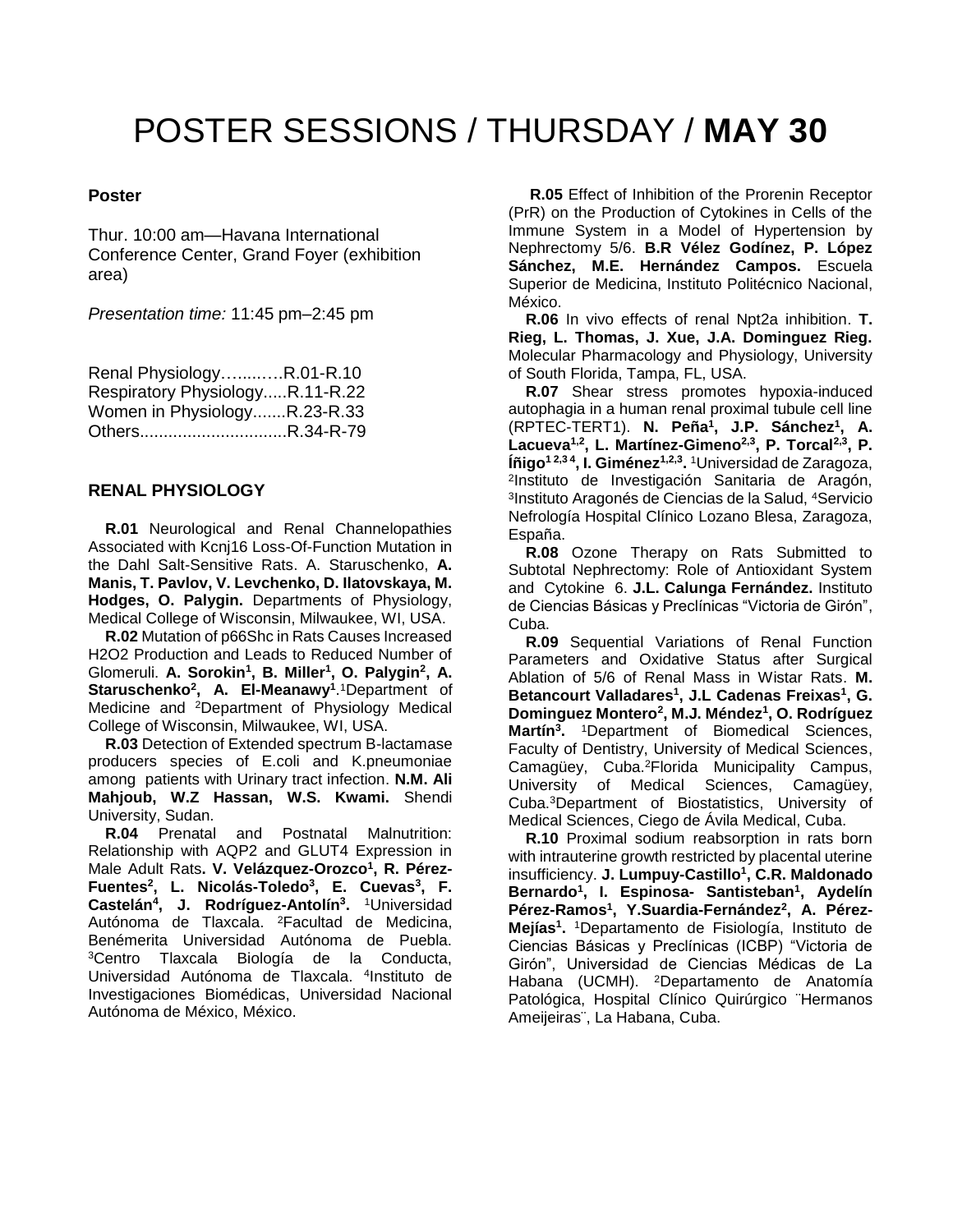# POSTER SESSIONS / THURSDAY / **MAY 30**

**Poster**

Thur. 10:00 am—Havana International Conference Center, Grand Foyer (exhibition area)

*Presentation time:* 11:45 pm–2:45 pm

Renal Physiology……..….R.01-R.10
Respiratory Physiology.....R.11-R.22
Women in Physiology.......R.23-R.33
Others...............................R.34-R-79

## RENAL PHYSIOLOGY

**R.01** Neurological and Renal Channelopathies Associated with Kcnj16 Loss-Of-Function Mutation in the Dahl Salt-Sensitive Rats. A. Staruschenko, **A. Manis, T. Pavlov, V. Levchenko, D. Ilatovskaya, M. Hodges, O. Palygin.** Departments of Physiology, Medical College of Wisconsin, Milwaukee, WI, USA.

**R.02** Mutation of p66Shc in Rats Causes Increased H2O2 Production and Leads to Reduced Number of Glomeruli. **A. Sorokin[1], B. Miller[1], O. Palygin[2], A. Staruschenko[2], A. El-Meanawy[1]**. [1]Department of Medicine and [2]Department of Physiology Medical College of Wisconsin, Milwaukee, WI, USA.

**R.03** Detection of Extended spectrum B-lactamase producers species of E.coli and K.pneumoniae among patients with Urinary tract infection. **N.M. Ali Mahjoub, W.Z Hassan, W.S. Kwami.** Shendi University, Sudan.

**R.04** Prenatal and Postnatal Malnutrition: Relationship with AQP2 and GLUT4 Expression in Male Adult Rats**. V. Velázquez-Orozco[1], R. Pérez-Fuentes[2], L. Nicolás-Toledo[3], E. Cuevas[3], F. Castelán[4], J. Rodríguez-Antolín[3].** [1]Universidad Autónoma de Tlaxcala. [2]Facultad de Medicina, Benémerita Universidad Autónoma de Puebla. [3]Centro Tlaxcala Biología de la Conducta, Universidad Autónoma de Tlaxcala. [4]Instituto de Investigaciones Biomédicas, Universidad Nacional Autónoma de México, México.

**R.05** Effect of Inhibition of the Prorenin Receptor (PrR) on the Production of Cytokines in Cells of the Immune System in a Model of Hypertension by Nephrectomy 5/6. **B.R Vélez Godínez, P. López Sánchez, M.E. Hernández Campos.** Escuela Superior de Medicina, Instituto Politécnico Nacional, México.

**R.06** In vivo effects of renal Npt2a inhibition. **T. Rieg, L. Thomas, J. Xue, J.A. Dominguez Rieg.** Molecular Pharmacology and Physiology, University of South Florida, Tampa, FL, USA.

**R.07** Shear stress promotes hypoxia-induced autophagia in a human renal proximal tubule cell line (RPTEC-TERT1). **N. Peña[1], J.P. Sánchez[1], A. Lacueva[1,2], L. Martínez-Gimeno[2,3], P. Torcal[2,3], P. Íñigo[1 2,3 4], I. Giménez[1,2,3].** [1]Universidad de Zaragoza, [2]Instituto de Investigación Sanitaria de Aragón, [3]Instituto Aragonés de Ciencias de la Salud, [4]Servicio Nefrología Hospital Clínico Lozano Blesa, Zaragoza, España.

**R.08** Ozone Therapy on Rats Submitted to Subtotal Nephrectomy: Role of Antioxidant System and Cytokine 6. **J.L. Calunga Fernández.** Instituto de Ciencias Básicas y Preclínicas "Victoria de Girón", Cuba.

**R.09** Sequential Variations of Renal Function Parameters and Oxidative Status after Surgical Ablation of 5/6 of Renal Mass in Wistar Rats. **M. Betancourt Valladares[1], J.L Cadenas Freixas[1], G. Dominguez Montero[2], M.J. Méndez[1], O. Rodríguez Martín[3].** [1]Department of Biomedical Sciences, Faculty of Dentistry, University of Medical Sciences, Camagüey, Cuba.[2]Florida Municipality Campus, University of Medical Sciences, Camagüey, Cuba.[3]Department of Biostatistics, University of Medical Sciences, Ciego de Ávila Medical, Cuba.

**R.10** Proximal sodium reabsorption in rats born with intrauterine growth restricted by placental uterine insufficiency. **J. Lumpuy-Castillo[1], C.R. Maldonado Bernardo[1], I. Espinosa- Santisteban[1], Aydelín Pérez-Ramos[1], Y.Suardia-Fernández[2], A. Pérez-Mejías[1].** [1]Departamento de Fisiología, Instituto de Ciencias Básicas y Preclínicas (ICBP) "Victoria de Girón", Universidad de Ciencias Médicas de La Habana (UCMH). [2]Departamento de Anatomía Patológica, Hospital Clínico Quirúrgico ¨Hermanos Ameijeiras¨, La Habana, Cuba.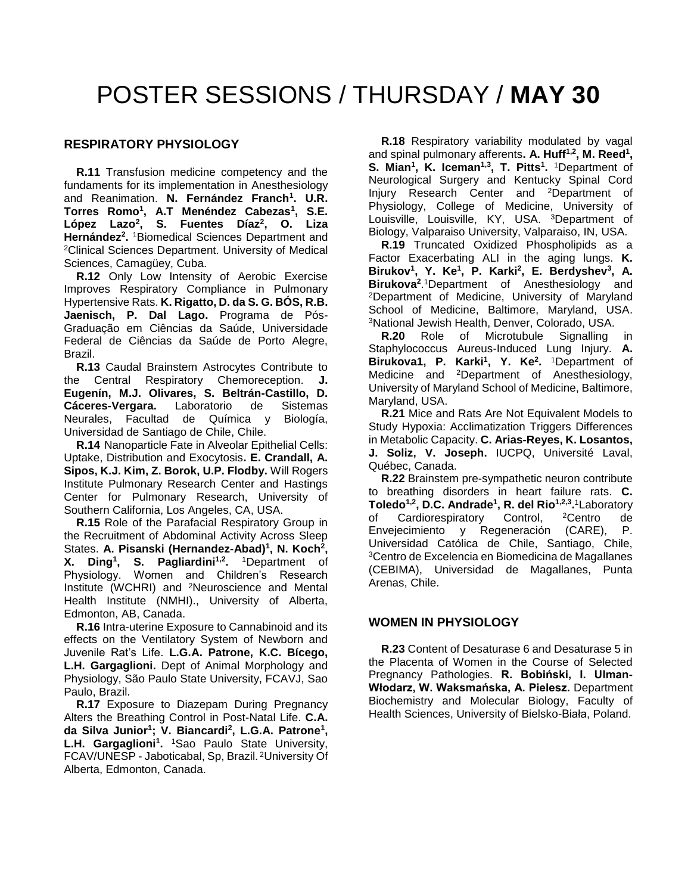# POSTER SESSIONS / THURSDAY / **MAY 30**

## RESPIRATORY PHYSIOLOGY

**R.11** Transfusion medicine competency and the fundaments for its implementation in Anesthesiology and Reanimation. **N. Fernández Franch[1]. U.R. Torres Romo[1], A.T Menéndez Cabezas[1], S.E. López Lazo[2], S. Fuentes Díaz[2], O. Liza Hernández[2].** [1]Biomedical Sciences Department and [2]Clinical Sciences Department. University of Medical Sciences, Camagüey, Cuba.

**R.12** Only Low Intensity of Aerobic Exercise Improves Respiratory Compliance in Pulmonary Hypertensive Rats. **K. Rigatto, D. da S. G. BÓS, R.B. Jaenisch, P. Dal Lago.** Programa de Pós-Graduação em Ciências da Saúde, Universidade Federal de Ciências da Saúde de Porto Alegre, Brazil.

**R.13** Caudal Brainstem Astrocytes Contribute to the Central Respiratory Chemoreception. **J. Eugenín, M.J. Olivares, S. Beltrán-Castillo, D. Cáceres-Vergara.** Laboratorio de Sistemas Neurales, Facultad de Química y Biología, Universidad de Santiago de Chile, Chile.

**R.14** Nanoparticle Fate in Alveolar Epithelial Cells: Uptake, Distribution and Exocytosis**. E. Crandall, A. Sipos, K.J. Kim, Z. Borok, U.P. Flodby.** Will Rogers Institute Pulmonary Research Center and Hastings Center for Pulmonary Research, University of Southern California, Los Angeles, CA, USA.

**R.15** Role of the Parafacial Respiratory Group in the Recruitment of Abdominal Activity Across Sleep States. **A. Pisanski (Hernandez-Abad)[1], N. Koch[2], X. Ding[1], S. Pagliardini[1,2].** [1]Department of Physiology. Women and Children's Research Institute (WCHRI) and [2]Neuroscience and Mental Health Institute (NMHI)., University of Alberta, Edmonton, AB, Canada.

**R.16** Intra-uterine Exposure to Cannabinoid and its effects on the Ventilatory System of Newborn and Juvenile Rat's Life. **L.G.A. Patrone, K.C. Bícego, L.H. Gargaglioni.** Dept of Animal Morphology and Physiology, São Paulo State University, FCAVJ, Sao Paulo, Brazil.

**R.17** Exposure to Diazepam During Pregnancy Alters the Breathing Control in Post-Natal Life. **C.A. da Silva Junior[1]; V. Biancardi[2], L.G.A. Patrone[1], L.H. Gargaglioni[1].** [1]Sao Paulo State University, FCAV/UNESP - Jaboticabal, Sp, Brazil. [2]University Of Alberta, Edmonton, Canada.

**R.18** Respiratory variability modulated by vagal and spinal pulmonary afferents**. A. Huff[1,2], M. Reed[1], S. Mian[1], K. Iceman[1,3], T. Pitts[1].** [1]Department of Neurological Surgery and Kentucky Spinal Cord Injury Research Center and [2]Department of Physiology, College of Medicine, University of Louisville, Louisville, KY, USA. [3]Department of Biology, Valparaiso University, Valparaiso, IN, USA.

**R.19** Truncated Oxidized Phospholipids as a Factor Exacerbating ALI in the aging lungs. **K. Birukov[1], Y. Ke[1], P. Karki[2], E. Berdyshev[3], A. Birukova[2]**.[1]Department of Anesthesiology and [2]Department of Medicine, University of Maryland School of Medicine, Baltimore, Maryland, USA. [3]National Jewish Health, Denver, Colorado, USA.

**R.20** Role of Microtubule Signalling in Staphylococcus Aureus-Induced Lung Injury. **A. Birukova1, P. Karki[1], Y. Ke[2].** [1]Department of Medicine and [2]Department of Anesthesiology, University of Maryland School of Medicine, Baltimore, Maryland, USA.

**R.21** Mice and Rats Are Not Equivalent Models to Study Hypoxia: Acclimatization Triggers Differences in Metabolic Capacity. **C. Arias-Reyes, K. Losantos, J. Soliz, V. Joseph.** IUCPQ, Université Laval, Québec, Canada.

**R.22** Brainstem pre-sympathetic neuron contribute to breathing disorders in heart failure rats. **C. Toledo[1,2], D.C. Andrade[1], R. del Rio[1,2,3].**[1]Laboratory of Cardiorespiratory Control, [2]Centro de Envejecimiento y Regeneración (CARE), P. Universidad Católica de Chile, Santiago, Chile, [3]Centro de Excelencia en Biomedicina de Magallanes (CEBIMA), Universidad de Magallanes, Punta Arenas, Chile.

## WOMEN IN PHYSIOLOGY

**R.23** Content of Desaturase 6 and Desaturase 5 in the Placenta of Women in the Course of Selected Pregnancy Pathologies. **R. Bobiński, I. Ulman-Włodarz, W. Waksmańska, A. Pielesz.** Department Biochemistry and Molecular Biology, Faculty of Health Sciences, University of Bielsko-Biała, Poland.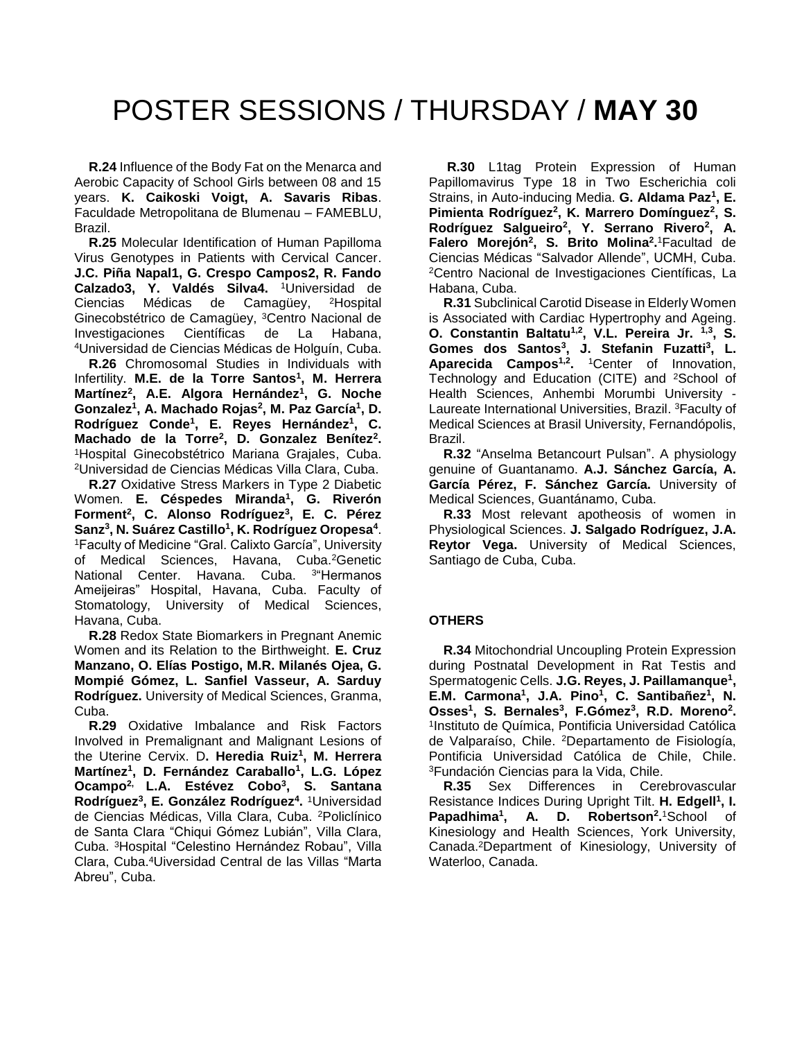# POSTER SESSIONS / THURSDAY / **MAY 30**

**R.24** Influence of the Body Fat on the Menarca and Aerobic Capacity of School Girls between 08 and 15 years. **K. Caikoski Voigt, A. Savaris Ribas**. Faculdade Metropolitana de Blumenau – FAMEBLU, Brazil.

**R.25** Molecular Identification of Human Papilloma Virus Genotypes in Patients with Cervical Cancer. **J.C. Piña Napal1, G. Crespo Campos2, R. Fando Calzado3, Y. Valdés Silva4.** [1]Universidad de Ciencias Médicas de Camagüey, [2]Hospital Ginecobstétrico de Camagüey, [3]Centro Nacional de Investigaciones Científicas de La Habana, [4]Universidad de Ciencias Médicas de Holguín, Cuba.

**R.26** Chromosomal Studies in Individuals with Infertility. **M.E. de la Torre Santos[1], M. Herrera Martínez[2], A.E. Algora Hernández[1], G. Noche Gonzalez[1], A. Machado Rojas[2], M. Paz García[1], D. Rodríguez Conde[1], E. Reyes Hernández[1], C. Machado de la Torre[2], D. Gonzalez Benítez[2].** [1]Hospital Ginecobstétrico Mariana Grajales, Cuba. [2]Universidad de Ciencias Médicas Villa Clara, Cuba.

**R.27** Oxidative Stress Markers in Type 2 Diabetic Women. **E. Céspedes Miranda[1], G. Riverón Forment[2], C. Alonso Rodríguez[3], E. C. Pérez Sanz[3], N. Suárez Castillo[1], K. Rodríguez Oropesa[4]**. [1]Faculty of Medicine "Gral. Calixto García", University of Medical Sciences, Havana, Cuba.[2]Genetic National Center. Havana. Cuba. [3]"Hermanos Ameijeiras" Hospital, Havana, Cuba. Faculty of Stomatology, University of Medical Sciences, Havana, Cuba.

**R.28** Redox State Biomarkers in Pregnant Anemic Women and its Relation to the Birthweight. **E. Cruz Manzano, O. Elías Postigo, M.R. Milanés Ojea, G. Mompié Gómez, L. Sanfiel Vasseur, A. Sarduy Rodríguez.** University of Medical Sciences, Granma, Cuba.

**R.29** Oxidative Imbalance and Risk Factors Involved in Premalignant and Malignant Lesions of the Uterine Cervix. D**. Heredia Ruiz[1], M. Herrera Martínez[1], D. Fernández Caraballo[1], L.G. López Ocampo[2], L.A. Estévez Cobo[3], S. Santana Rodríguez[3], E. González Rodríguez[4].** [1]Universidad de Ciencias Médicas, Villa Clara, Cuba. [2]Policlínico de Santa Clara "Chiqui Gómez Lubián", Villa Clara, Cuba. [3]Hospital "Celestino Hernández Robau", Villa Clara, Cuba.[4]Uiversidad Central de las Villas "Marta Abreu", Cuba.

**R.30** L1tag Protein Expression of Human Papillomavirus Type 18 in Two Escherichia coli Strains, in Auto-inducing Media. **G. Aldama Paz[1], E. Pimienta Rodríguez[2], K. Marrero Domínguez[2], S. Rodríguez Salgueiro[2], Y. Serrano Rivero[2], A. Falero Morejón[2], S. Brito Molina[2].**[1]Facultad de Ciencias Médicas "Salvador Allende", UCMH, Cuba. [2]Centro Nacional de Investigaciones Científicas, La Habana, Cuba.

**R.31** Subclinical Carotid Disease in Elderly Women is Associated with Cardiac Hypertrophy and Ageing. **O. Constantin Baltatu[1,2], V.L. Pereira Jr. [1,3], S. Gomes dos Santos[3], J. Stefanin Fuzatti[3], L. Aparecida Campos[1,2].** [1]Center of Innovation, Technology and Education (CITE) and [2]School of Health Sciences, Anhembi Morumbi University - Laureate International Universities, Brazil. [3]Faculty of Medical Sciences at Brasil University, Fernandópolis, Brazil.

**R.32** "Anselma Betancourt Pulsan". A physiology genuine of Guantanamo. **A.J. Sánchez García, A. García Pérez, F. Sánchez García.** University of Medical Sciences, Guantánamo, Cuba.

**R.33** Most relevant apotheosis of women in Physiological Sciences. **J. Salgado Rodríguez, J.A. Reytor Vega.** University of Medical Sciences, Santiago de Cuba, Cuba.

## OTHERS

**R.34** Mitochondrial Uncoupling Protein Expression during Postnatal Development in Rat Testis and Spermatogenic Cells. **J.G. Reyes, J. Paillamanque[1], E.M. Carmona[1], J.A. Pino[1], C. Santibañez[1], N. Osses[1], S. Bernales[3], F.Gómez[3], R.D. Moreno[2].** [1]Instituto de Química, Pontificia Universidad Católica de Valparaíso, Chile. [2]Departamento de Fisiología, Pontificia Universidad Católica de Chile, Chile. [3]Fundación Ciencias para la Vida, Chile.

**R.35** Sex Differences in Cerebrovascular Resistance Indices During Upright Tilt. **H. Edgell[1], I. Papadhima[1], A. D. Robertson[2].**[1]School of Kinesiology and Health Sciences, York University, Canada.[2]Department of Kinesiology, University of Waterloo, Canada.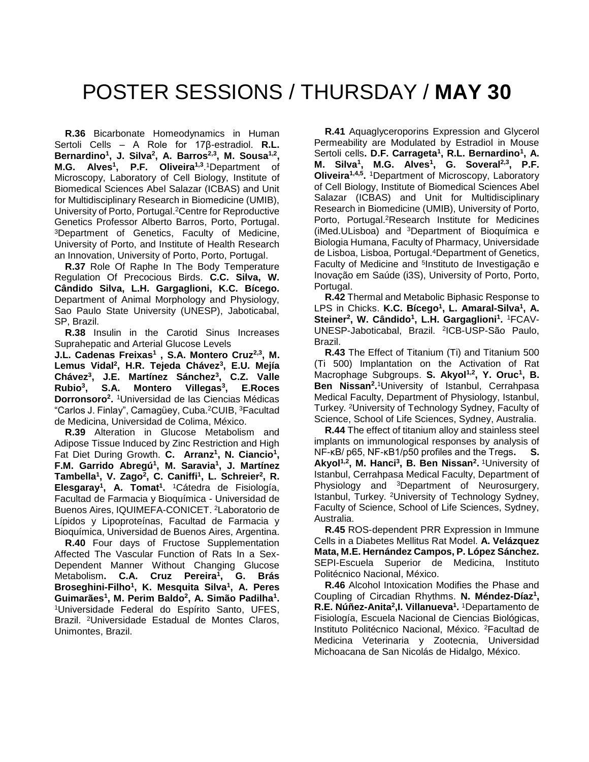# POSTER SESSIONS / THURSDAY / **MAY 30**

**R.36** Bicarbonate Homeodynamics in Human Sertoli Cells – A Role for 17β-estradiol. **R.L. Bernardino[1], J. Silva[2], A. Barros[2,3], M. Sousa[1,2], M.G. Alves[1], P.F. Oliveira[1,3]**.[1]Department of Microscopy, Laboratory of Cell Biology, Institute of Biomedical Sciences Abel Salazar (ICBAS) and Unit for Multidisciplinary Research in Biomedicine (UMIB), University of Porto, Portugal.[2]Centre for Reproductive Genetics Professor Alberto Barros, Porto, Portugal. [3]Department of Genetics, Faculty of Medicine, University of Porto, and Institute of Health Research an Innovation, University of Porto, Porto, Portugal.

**R.37** Role Of Raphe In The Body Temperature Regulation Of Precocious Birds. **C.C. Silva, W. Cândido Silva, L.H. Gargaglioni, K.C. Bícego.** Department of Animal Morphology and Physiology, Sao Paulo State University (UNESP), Jaboticabal, SP, Brazil.

**R.38** Insulin in the Carotid Sinus Increases Suprahepatic and Arterial Glucose Levels **J.L. Cadenas Freixas[1] , S.A. Montero Cruz[2,3], M. Lemus Vidal[2], H.R. Tejeda Chávez[3], E.U. Mejía Chávez[3], J.E. Martínez Sánchez[3], C.Z. Valle Rubio[3], S.A. Montero Villegas[3], E.Roces Dorronsoro[2].** [1]Universidad de las Ciencias Médicas "Carlos J. Finlay", Camagüey, Cuba.[2]CUIB, [3]Facultad de Medicina, Universidad de Colima, México.

**R.39** Alteration in Glucose Metabolism and Adipose Tissue Induced by Zinc Restriction and High Fat Diet During Growth. **C. Arranz[1], N. Ciancio[1], F.M. Garrido Abregú[1], M. Saravia[1], J. Martínez Tambella[1], V. Zago[2], C. Caniffi[1], L. Schreier[2], R. Elesgaray[1], A. Tomat[1].** [1]Cátedra de Fisiología, Facultad de Farmacia y Bioquímica - Universidad de Buenos Aires, IQUIMEFA-CONICET. [2]Laboratorio de Lípidos y Lipoproteínas, Facultad de Farmacia y Bioquímica, Universidad de Buenos Aires, Argentina.

**R.40** Four days of Fructose Supplementation Affected The Vascular Function of Rats In a Sex-Dependent Manner Without Changing Glucose Metabolism**. C.A. Cruz Pereira[1], G. Brás Broseghini-Filho[1], K. Mesquita Silva[1], A. Peres Guimarães[1], M. Perim Baldo[2], A. Simão Padilha[1].** [1]Universidade Federal do Espírito Santo, UFES, Brazil. [2]Universidade Estadual de Montes Claros, Unimontes, Brazil.

**R.41** Aquaglyceroporins Expression and Glycerol Permeability are Modulated by Estradiol in Mouse Sertoli cells**. D.F. Carrageta[1], R.L. Bernardino[1], A. M. Silva[1], M.G. Alves[1], G. Soveral[2,3], P.F. Oliveira[1,4,5].** [1]Department of Microscopy, Laboratory of Cell Biology, Institute of Biomedical Sciences Abel Salazar (ICBAS) and Unit for Multidisciplinary Research in Biomedicine (UMIB), University of Porto, Porto, Portugal.[2]Research Institute for Medicines (iMed.ULisboa) and [3]Department of Bioquímica e Biologia Humana, Faculty of Pharmacy, Universidade de Lisboa, Lisboa, Portugal.[4]Department of Genetics, Faculty of Medicine and [5]Instituto de Investigação e Inovação em Saúde (i3S), University of Porto, Porto, Portugal.

**R.42** Thermal and Metabolic Biphasic Response to LPS in Chicks. **K.C. Bícego[1], L. Amaral-Silva[1], A. Steiner[2], W. Cândido[1], L.H. Gargaglioni[1].** [1]FCAV-UNESP-Jaboticabal, Brazil. [2]ICB-USP-São Paulo, Brazil.

**R.43** The Effect of Titanium (Ti) and Titanium 500 (Ti 500) Implantation on the Activation of Rat Macrophage Subgroups. **S. Akyol[1,2], Y. Oruc[1], B. Ben Nissan[2].**[1]University of Istanbul, Cerrahpasa Medical Faculty, Department of Physiology, Istanbul, Turkey. [2]University of Technology Sydney, Faculty of Science, School of Life Sciences, Sydney, Australia.

**R.44** The effect of titanium alloy and stainless steel implants on immunological responses by analysis of NF-κB/ p65, NF-κB1/p50 profiles and the Tregs**. S. Akyol[1,2], M. Hanci[3], B. Ben Nissan[2].** [1]University of Istanbul, Cerrahpasa Medical Faculty, Department of Physiology and [3]Department of Neurosurgery, Istanbul, Turkey. [2]University of Technology Sydney, Faculty of Science, School of Life Sciences, Sydney, Australia.

**R.45** ROS-dependent PRR Expression in Immune Cells in a Diabetes Mellitus Rat Model. **A. Velázquez Mata, M.E. Hernández Campos, P. López Sánchez.** SEPI-Escuela Superior de Medicina, Instituto Politécnico Nacional, México.

**R.46** Alcohol Intoxication Modifies the Phase and Coupling of Circadian Rhythms. **N. Méndez-Díaz[1], R.E. Núñez-Anita[2],I. Villanueva[1].** [1]Departamento de Fisiología, Escuela Nacional de Ciencias Biológicas, Instituto Politécnico Nacional, México. [2]Facultad de Medicina Veterinaria y Zootecnia, Universidad Michoacana de San Nicolás de Hidalgo, México.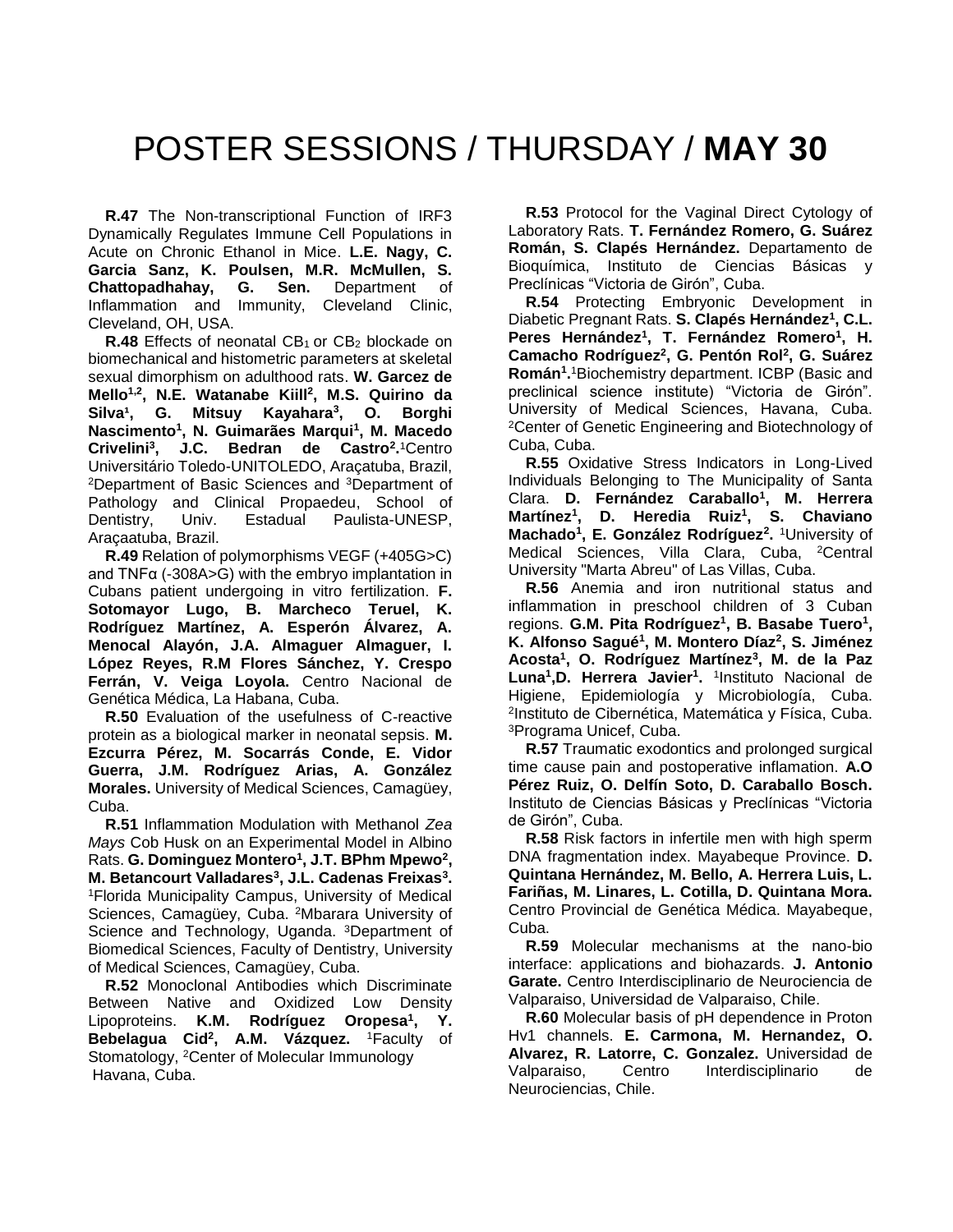# POSTER SESSIONS / THURSDAY / **MAY 30**

**R.47** The Non-transcriptional Function of IRF3 Dynamically Regulates Immune Cell Populations in Acute on Chronic Ethanol in Mice. **L.E. Nagy, C. Garcia Sanz, K. Poulsen, M.R. McMullen, S. Chattopadhahay, G. Sen.** Department of Inflammation and Immunity, Cleveland Clinic, Cleveland, OH, USA.

**R.48** Effects of neonatal $CB_1$ or $CB_2$ blockade on biomechanical and histometric parameters at skeletal sexual dimorphism on adulthood rats. **W. Garcez de Mello[1,2], N.E. Watanabe Kiill[2], M.S. Quirino da Silva[1], G. Mitsuy Kayahara[3], O. Borghi Nascimento[1], N. Guimarães Marqui[1], M. Macedo Crivelini[3], J.C. Bedran de Castro[2].** [1]Centro Universitário Toledo-UNITOLEDO, Araçatuba, Brazil, [2]Department of Basic Sciences and [3]Department of Pathology and Clinical Propaedeu, School of Dentistry, Univ. Estadual Paulista-UNESP, Araçaatuba, Brazil.

**R.49** Relation of polymorphisms VEGF (+405G>C) and TNFα (-308A>G) with the embryo implantation in Cubans patient undergoing in vitro fertilization. **F. Sotomayor Lugo, B. Marcheco Teruel, K. Rodríguez Martínez, A. Esperón Álvarez, A. Menocal Alayón, J.A. Almaguer Almaguer, I. López Reyes, R.M Flores Sánchez, Y. Crespo Ferrán, V. Veiga Loyola.** Centro Nacional de Genética Médica, La Habana, Cuba.

**R.50** Evaluation of the usefulness of C-reactive protein as a biological marker in neonatal sepsis. **M. Ezcurra Pérez, M. Socarrás Conde, E. Vidor Guerra, J.M. Rodríguez Arias, A. González Morales.** University of Medical Sciences, Camagüey, Cuba.

**R.51** Inflammation Modulation with Methanol *Zea Mays* Cob Husk on an Experimental Model in Albino Rats. **G. Dominguez Montero[1], J.T. BPhm Mpewo[2], M. Betancourt Valladares[3], J.L. Cadenas Freixas[3].** [1]Florida Municipality Campus, University of Medical Sciences, Camagüey, Cuba. [2]Mbarara University of Science and Technology, Uganda. [3]Department of Biomedical Sciences, Faculty of Dentistry, University of Medical Sciences, Camagüey, Cuba.

**R.52** Monoclonal Antibodies which Discriminate Between Native and Oxidized Low Density Lipoproteins. **K.M. Rodríguez Oropesa[1], Y. Bebelagua Cid[2], A.M. Vázquez.** [1]Faculty of Stomatology, [2]Center of Molecular Immunology Havana, Cuba.

**R.53** Protocol for the Vaginal Direct Cytology of Laboratory Rats. **T. Fernández Romero, G. Suárez Román, S. Clapés Hernández.** Departamento de Bioquímica, Instituto de Ciencias Básicas y Preclínicas "Victoria de Girón", Cuba.

**R.54** Protecting Embryonic Development in Diabetic Pregnant Rats. **S. Clapés Hernández[1], C.L. Peres Hernández[1], T. Fernández Romero[1], H. Camacho Rodríguez[2], G. Pentón Rol[2], G. Suárez Román[1].** [1]Biochemistry department. ICBP (Basic and preclinical science institute) "Victoria de Girón". University of Medical Sciences, Havana, Cuba. [2]Center of Genetic Engineering and Biotechnology of Cuba, Cuba.

**R.55** Oxidative Stress Indicators in Long-Lived Individuals Belonging to The Municipality of Santa Clara. **D. Fernández Caraballo[1], M. Herrera Martínez[1], D. Heredia Ruiz[1], S. Chaviano Machado[1], E. González Rodríguez[2].** [1]University of Medical Sciences, Villa Clara, Cuba, [2]Central University "Marta Abreu" of Las Villas, Cuba.

**R.56** Anemia and iron nutritional status and inflammation in preschool children of 3 Cuban regions. **G.M. Pita Rodríguez[1], B. Basabe Tuero[1], K. Alfonso Sagué[1], M. Montero Díaz[2], S. Jiménez Acosta[1], O. Rodríguez Martínez[3], M. de la Paz Luna[1], D. Herrera Javier[1].** [1]Instituto Nacional de Higiene, Epidemiología y Microbiología, Cuba. [2]Instituto de Cibernética, Matemática y Física, Cuba. [3]Programa Unicef, Cuba.

**R.57** Traumatic exodontics and prolonged surgical time cause pain and postoperative inflamation. **A.O Pérez Ruiz, O. Delfín Soto, D. Caraballo Bosch.** Instituto de Ciencias Básicas y Preclínicas "Victoria de Girón", Cuba.

**R.58** Risk factors in infertile men with high sperm DNA fragmentation index. Mayabeque Province. **D. Quintana Hernández, M. Bello, A. Herrera Luis, L. Fariñas, M. Linares, L. Cotilla, D. Quintana Mora.** Centro Provincial de Genética Médica. Mayabeque, Cuba.

**R.59** Molecular mechanisms at the nano-bio interface: applications and biohazards. **J. Antonio Garate.** Centro Interdisciplinario de Neurociencia de Valparaiso, Universidad de Valparaiso, Chile.

**R.60** Molecular basis of pH dependence in Proton Hv1 channels. **E. Carmona, M. Hernandez, O. Alvarez, R. Latorre, C. Gonzalez.** Universidad de Valparaiso, Centro Interdisciplinario de Neurociencias, Chile.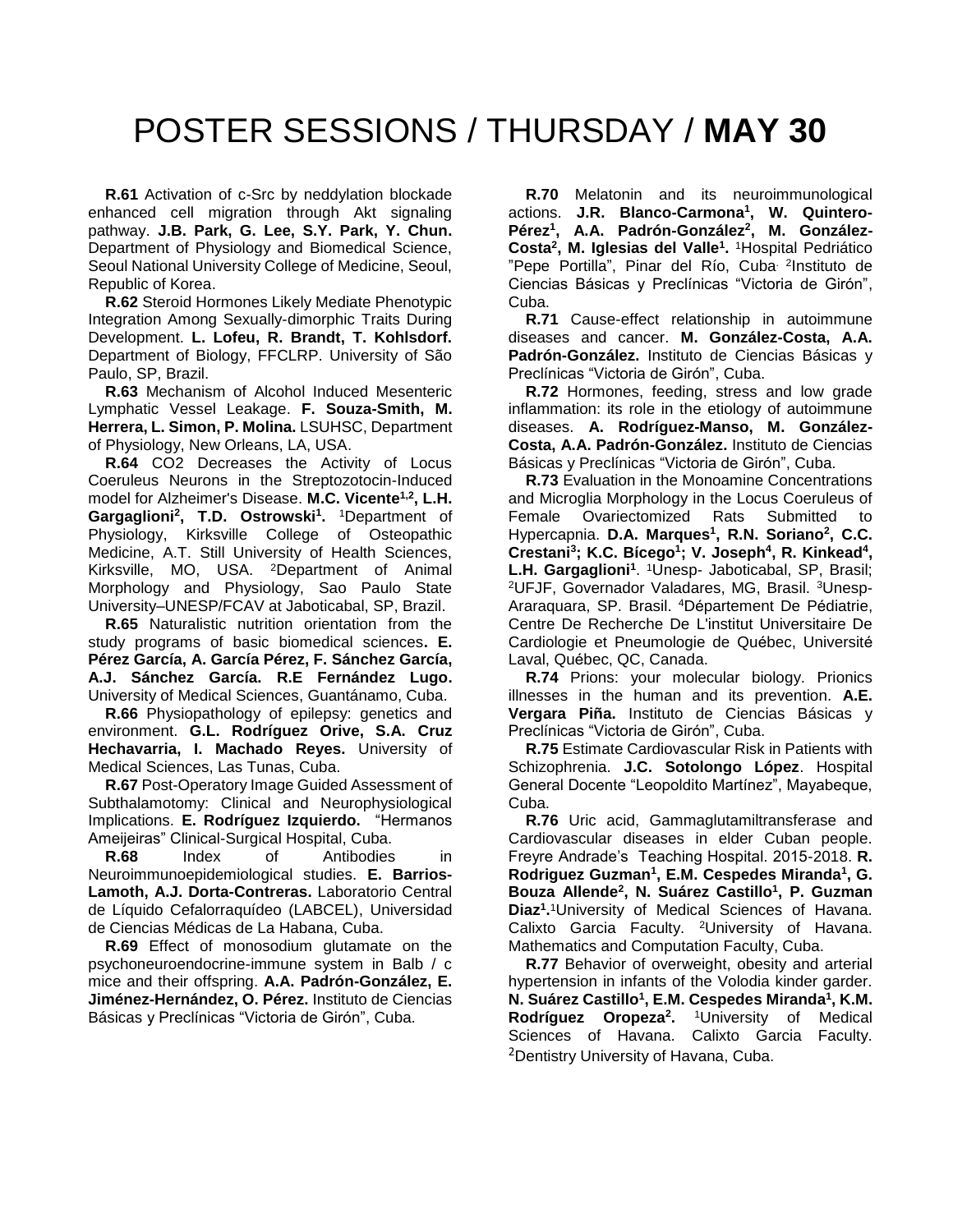# POSTER SESSIONS / THURSDAY / **MAY 30**

**R.61** Activation of c-Src by neddylation blockade enhanced cell migration through Akt signaling pathway. **J.B. Park, G. Lee, S.Y. Park, Y. Chun.** Department of Physiology and Biomedical Science, Seoul National University College of Medicine, Seoul, Republic of Korea.

**R.62** Steroid Hormones Likely Mediate Phenotypic Integration Among Sexually-dimorphic Traits During Development. **L. Lofeu, R. Brandt, T. Kohlsdorf.** Department of Biology, FFCLRP. University of São Paulo, SP, Brazil.

**R.63** Mechanism of Alcohol Induced Mesenteric Lymphatic Vessel Leakage. **F. Souza-Smith, M. Herrera, L. Simon, P. Molina.** LSUHSC, Department of Physiology, New Orleans, LA, USA.

**R.64** CO2 Decreases the Activity of Locus Coeruleus Neurons in the Streptozotocin-Induced model for Alzheimer's Disease. **M.C. Vicente[1,2], L.H. Gargaglioni[2], T.D. Ostrowski[1].** [1]Department of Physiology, Kirksville College of Osteopathic Medicine, A.T. Still University of Health Sciences, Kirksville, MO, USA. [2]Department of Animal Morphology and Physiology, Sao Paulo State University–UNESP/FCAV at Jaboticabal, SP, Brazil.

**R.65** Naturalistic nutrition orientation from the study programs of basic biomedical sciences**. E. Pérez García, A. García Pérez, F. Sánchez García, A.J. Sánchez García. R.E Fernández Lugo.** University of Medical Sciences, Guantánamo, Cuba.

**R.66** Physiopathology of epilepsy: genetics and environment. **G.L. Rodríguez Orive, S.A. Cruz Hechavarria, I. Machado Reyes.** University of Medical Sciences, Las Tunas, Cuba.

**R.67** Post-Operatory Image Guided Assessment of Subthalamotomy: Clinical and Neurophysiological Implications. **E. Rodríguez Izquierdo.** "Hermanos Ameijeiras" Clinical-Surgical Hospital, Cuba.

**R.68** Index of Antibodies in Neuroimmunoepidemiological studies. **E. Barrios-Lamoth, A.J. Dorta-Contreras.** Laboratorio Central de Líquido Cefalorraquídeo (LABCEL), Universidad de Ciencias Médicas de La Habana, Cuba.

**R.69** Effect of monosodium glutamate on the psychoneuroendocrine-immune system in Balb / c mice and their offspring. **A.A. Padrón-González, E. Jiménez-Hernández, O. Pérez.** Instituto de Ciencias Básicas y Preclínicas "Victoria de Girón", Cuba.

**R.70** Melatonin and its neuroimmunological actions. **J.R. Blanco-Carmona[1], W. Quintero-Pérez[1], A.A. Padrón-González[2], M. González-Costa[2], M. Iglesias del Valle[1].** [1]Hospital Pedriático "Pepe Portilla", Pinar del Río, Cuba. [2]Instituto de Ciencias Básicas y Preclínicas "Victoria de Girón", Cuba.

**R.71** Cause-effect relationship in autoimmune diseases and cancer. **M. González-Costa, A.A. Padrón-González.** Instituto de Ciencias Básicas y Preclínicas "Victoria de Girón", Cuba.

**R.72** Hormones, feeding, stress and low grade inflammation: its role in the etiology of autoimmune diseases. **A. Rodríguez-Manso, M. González-Costa, A.A. Padrón-González.** Instituto de Ciencias Básicas y Preclínicas "Victoria de Girón", Cuba.

**R.73** Evaluation in the Monoamine Concentrations and Microglia Morphology in the Locus Coeruleus of Female Ovariectomized Rats Submitted to Hypercapnia. **D.A. Marques[1], R.N. Soriano[2], C.C. Crestani[3]; K.C. Bícego[1]; V. Joseph[4], R. Kinkead[4], L.H. Gargaglioni[1]**. [1]Unesp- Jaboticabal, SP, Brasil; [2]UFJF, Governador Valadares, MG, Brasil. [3]Unesp-Araraquara, SP. Brasil. [4]Département De Pédiatrie, Centre De Recherche De L'institut Universitaire De Cardiologie et Pneumologie de Québec, Université Laval, Québec, QC, Canada.

**R.74** Prions: your molecular biology. Prionics illnesses in the human and its prevention. **A.E. Vergara Piña.** Instituto de Ciencias Básicas y Preclínicas "Victoria de Girón", Cuba.

**R.75** Estimate Cardiovascular Risk in Patients with Schizophrenia. **J.C. Sotolongo López**. Hospital General Docente "Leopoldito Martínez", Mayabeque, Cuba.

**R.76** Uric acid, Gammaglutamiltransferase and Cardiovascular diseases in elder Cuban people. Freyre Andrade's Teaching Hospital. 2015-2018. **R. Rodriguez Guzman[1], E.M. Cespedes Miranda[1], G. Bouza Allende[2], N. Suárez Castillo[1], P. Guzman Diaz[1].** [1]University of Medical Sciences of Havana. Calixto Garcia Faculty. [2]University of Havana. Mathematics and Computation Faculty, Cuba.

**R.77** Behavior of overweight, obesity and arterial hypertension in infants of the Volodia kinder garder. **N. Suárez Castillo[1], E.M. Cespedes Miranda[1], K.M. Rodríguez Oropeza[2].** [1]University of Medical Sciences of Havana. Calixto Garcia Faculty. [2]Dentistry University of Havana, Cuba.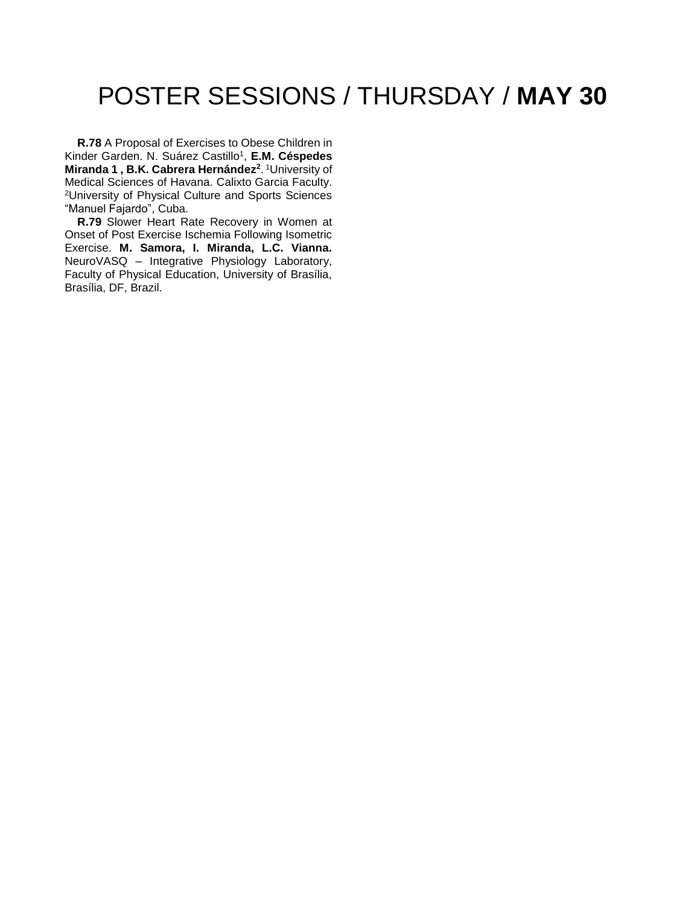# POSTER SESSIONS / THURSDAY / **MAY 30**

**R.78** A Proposal of Exercises to Obese Children in Kinder Garden. N. Suárez Castillo[1], **E.M. Céspedes Miranda 1 , B.K. Cabrera Hernández[2]**. [1]University of Medical Sciences of Havana. Calixto Garcia Faculty. [2]University of Physical Culture and Sports Sciences "Manuel Fajardo", Cuba.

**R.79** Slower Heart Rate Recovery in Women at Onset of Post Exercise Ischemia Following Isometric Exercise. **M. Samora, I. Miranda, L.C. Vianna.** NeuroVASQ – Integrative Physiology Laboratory, Faculty of Physical Education, University of Brasília, Brasília, DF, Brazil.